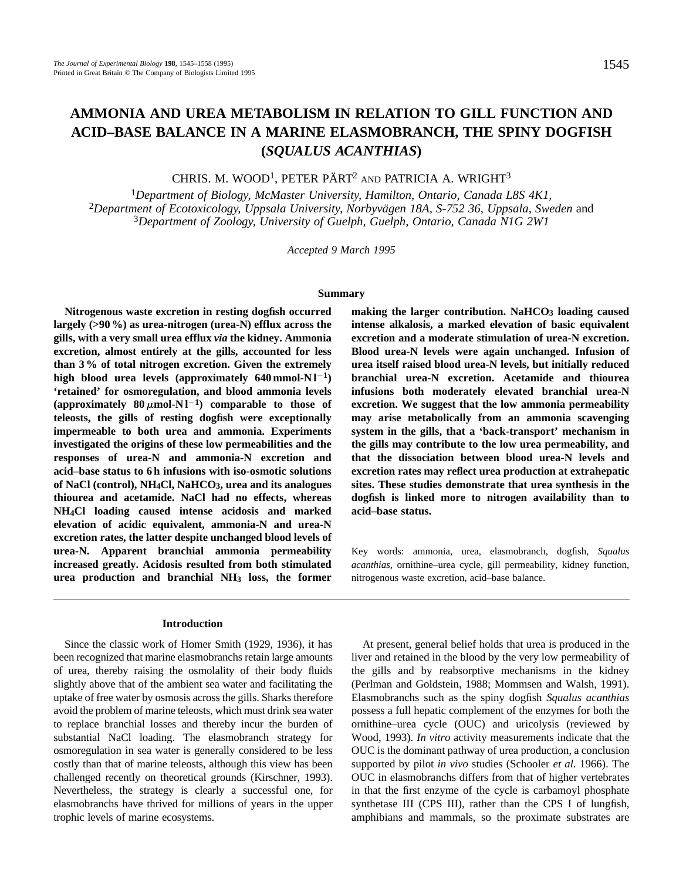# AMMONIA AND UREA METABOLISM IN RELATION TO GILL FUNCTION AND ACID–BASE BALANCE IN A MARINE ELASMOBRANCH, THE SPINY DOGFISH (*SQUALUS ACANTHIAS*)

CHRIS. M. WOOD[1], PETER PÄRT[2] AND PATRICIA A. WRIGHT[3]

[1]*Department of Biology, McMaster University, Hamilton, Ontario, Canada L8S 4K1,*
[2]*Department of Ecotoxicology, Uppsala University, Norbyvägen 18A, S-752 36, Uppsala, Sweden* and
[3]*Department of Zoology, University of Guelph, Guelph, Ontario, Canada N1G 2W1*

*Accepted 9 March 1995*

## Summary

**Nitrogenous waste excretion in resting dogfish occurred largely (>90 %) as urea-nitrogen (urea-N) efflux across the gills, with a very small urea efflux *via* the kidney. Ammonia excretion, almost entirely at the gills, accounted for less than 3 % of total nitrogen excretion. Given the extremely high blood urea levels (approximately 640 mmol-N $l^{-1}$) 'retained' for osmoregulation, and blood ammonia levels (approximately 80 $\mu$mol-N $l^{-1}$) comparable to those of teleosts, the gills of resting dogfish were exceptionally impermeable to both urea and ammonia. Experiments investigated the origins of these low permeabilities and the responses of urea-N and ammonia-N excretion and acid–base status to 6 h infusions with iso-osmotic solutions of NaCl (control), $NH_4Cl$, $NaHCO_3$, urea and its analogues thiourea and acetamide. NaCl had no effects, whereas $NH_4Cl$ loading caused intense acidosis and marked elevation of acidic equivalent, ammonia-N and urea-N excretion rates, the latter despite unchanged blood levels of urea-N. Apparent branchial ammonia permeability increased greatly. Acidosis resulted from both stimulated urea production and branchial $NH_3$ loss, the former making the larger contribution. $NaHCO_3$ loading caused intense alkalosis, a marked elevation of basic equivalent excretion and a moderate stimulation of urea-N excretion. Blood urea-N levels were again unchanged. Infusion of urea itself raised blood urea-N levels, but initially reduced branchial urea-N excretion. Acetamide and thiourea infusions both moderately elevated branchial urea-N excretion. We suggest that the low ammonia permeability may arise metabolically from an ammonia scavenging system in the gills, that a 'back-transport' mechanism in the gills may contribute to the low urea permeability, and that the dissociation between blood urea-N levels and excretion rates may reflect urea production at extrahepatic sites. These studies demonstrate that urea synthesis in the dogfish is linked more to nitrogen availability than to acid–base status.**

Key words: ammonia, urea, elasmobranch, dogfish, *Squalus acanthias*, ornithine–urea cycle, gill permeability, kidney function, nitrogenous waste excretion, acid–base balance.

## Introduction

Since the classic work of Homer Smith (1929, 1936), it has been recognized that marine elasmobranchs retain large amounts of urea, thereby raising the osmolality of their body fluids slightly above that of the ambient sea water and facilitating the uptake of free water by osmosis across the gills. Sharks therefore avoid the problem of marine teleosts, which must drink sea water to replace branchial losses and thereby incur the burden of substantial NaCl loading. The elasmobranch strategy for osmoregulation in sea water is generally considered to be less costly than that of marine teleosts, although this view has been challenged recently on theoretical grounds (Kirschner, 1993). Nevertheless, the strategy is clearly a successful one, for elasmobranchs have thrived for millions of years in the upper trophic levels of marine ecosystems.

At present, general belief holds that urea is produced in the liver and retained in the blood by the very low permeability of the gills and by reabsorptive mechanisms in the kidney (Perlman and Goldstein, 1988; Mommsen and Walsh, 1991). Elasmobranchs such as the spiny dogfish *Squalus acanthias* possess a full hepatic complement of the enzymes for both the ornithine–urea cycle (OUC) and uricolysis (reviewed by Wood, 1993). *In vitro* activity measurements indicate that the OUC is the dominant pathway of urea production, a conclusion supported by pilot *in vivo* studies (Schooler *et al.* 1966). The OUC in elasmobranchs differs from that of higher vertebrates in that the first enzyme of the cycle is carbamoyl phosphate synthetase III (CPS III), rather than the CPS I of lungfish, amphibians and mammals, so the proximate substrates are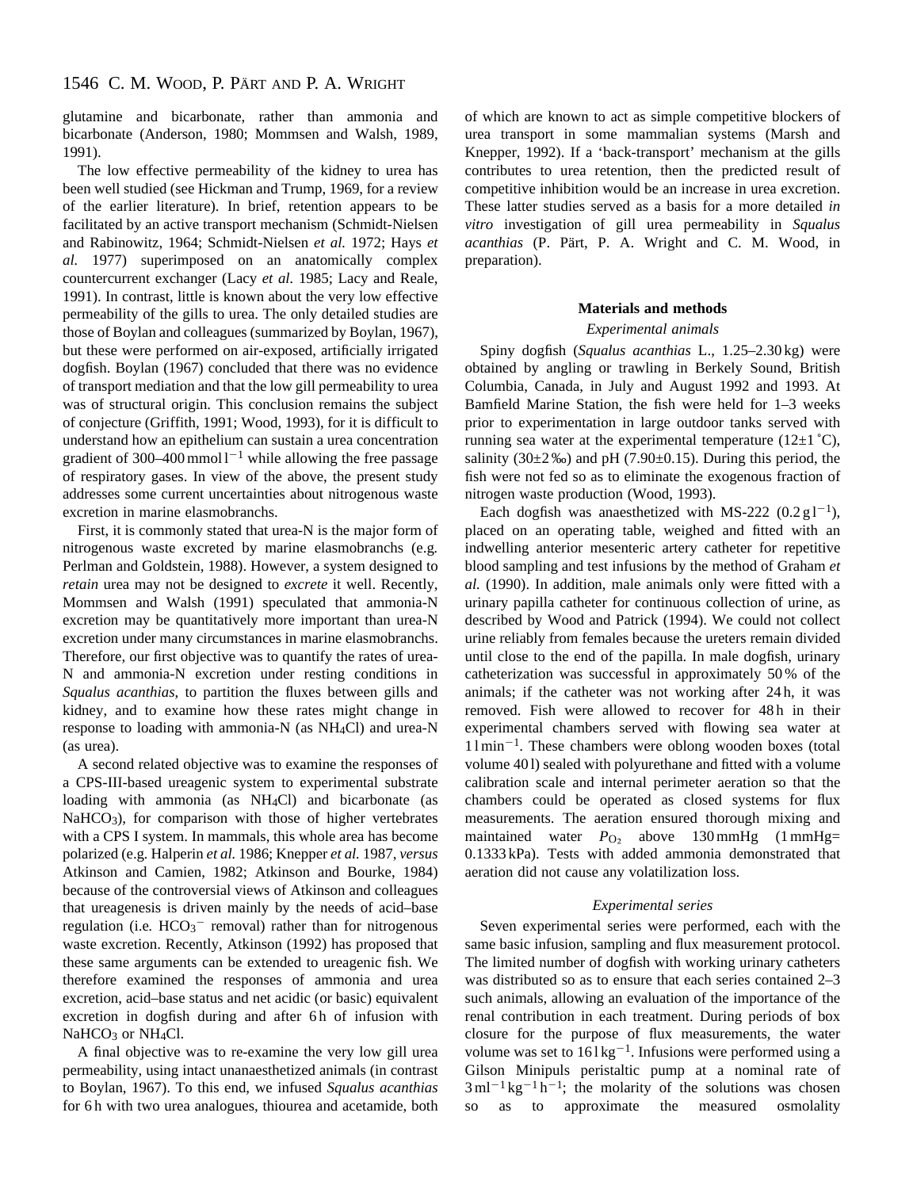glutamine and bicarbonate, rather than ammonia and bicarbonate (Anderson, 1980; Mommsen and Walsh, 1989, 1991).

The low effective permeability of the kidney to urea has been well studied (see Hickman and Trump, 1969, for a review of the earlier literature). In brief, retention appears to be facilitated by an active transport mechanism (Schmidt-Nielsen and Rabinowitz, 1964; Schmidt-Nielsen *et al.* 1972; Hays *et al.* 1977) superimposed on an anatomically complex countercurrent exchanger (Lacy *et al.* 1985; Lacy and Reale, 1991). In contrast, little is known about the very low effective permeability of the gills to urea. The only detailed studies are those of Boylan and colleagues (summarized by Boylan, 1967), but these were performed on air-exposed, artificially irrigated dogfish. Boylan (1967) concluded that there was no evidence of transport mediation and that the low gill permeability to urea was of structural origin. This conclusion remains the subject of conjecture (Griffith, 1991; Wood, 1993), for it is difficult to understand how an epithelium can sustain a urea concentration gradient of 300–400 $mmol\,l^{-1}$ while allowing the free passage of respiratory gases. In view of the above, the present study addresses some current uncertainties about nitrogenous waste excretion in marine elasmobranchs.

First, it is commonly stated that urea-N is the major form of nitrogenous waste excreted by marine elasmobranchs (e.g. Perlman and Goldstein, 1988). However, a system designed to *retain* urea may not be designed to *excrete* it well. Recently, Mommsen and Walsh (1991) speculated that ammonia-N excretion may be quantitatively more important than urea-N excretion under many circumstances in marine elasmobranchs. Therefore, our first objective was to quantify the rates of urea-N and ammonia-N excretion under resting conditions in *Squalus acanthias*, to partition the fluxes between gills and kidney, and to examine how these rates might change in response to loading with ammonia-N (as $NH_4Cl$) and urea-N (as urea).

A second related objective was to examine the responses of a CPS-III-based ureagenic system to experimental substrate loading with ammonia (as $NH_4Cl$) and bicarbonate (as $NaHCO_3$), for comparison with those of higher vertebrates with a CPS I system. In mammals, this whole area has become polarized (e.g. Halperin *et al.* 1986; Knepper *et al.* 1987, *versus* Atkinson and Camien, 1982; Atkinson and Bourke, 1984) because of the controversial views of Atkinson and colleagues that ureagenesis is driven mainly by the needs of acid–base regulation (i.e. $HCO_3^-$ removal) rather than for nitrogenous waste excretion. Recently, Atkinson (1992) has proposed that these same arguments can be extended to ureagenic fish. We therefore examined the responses of ammonia and urea excretion, acid–base status and net acidic (or basic) equivalent excretion in dogfish during and after 6 h of infusion with $NaHCO_3$ or $NH_4Cl$.

A final objective was to re-examine the very low gill urea permeability, using intact unanaesthetized animals (in contrast to Boylan, 1967). To this end, we infused *Squalus acanthias* for 6 h with two urea analogues, thiourea and acetamide, both of which are known to act as simple competitive blockers of urea transport in some mammalian systems (Marsh and Knepper, 1992). If a 'back-transport' mechanism at the gills contributes to urea retention, then the predicted result of competitive inhibition would be an increase in urea excretion. These latter studies served as a basis for a more detailed *in vitro* investigation of gill urea permeability in *Squalus acanthias* (P. Pärt, P. A. Wright and C. M. Wood, in preparation).

## Materials and methods

### *Experimental animals*

Spiny dogfish (*Squalus acanthias* L., 1.25–2.30 kg) were obtained by angling or trawling in Berkely Sound, British Columbia, Canada, in July and August 1992 and 1993. At Bamfield Marine Station, the fish were held for 1–3 weeks prior to experimentation in large outdoor tanks served with running sea water at the experimental temperature (12±1 °C), salinity (30±2 ‰) and pH (7.90±0.15). During this period, the fish were not fed so as to eliminate the exogenous fraction of nitrogen waste production (Wood, 1993).

Each dogfish was anaesthetized with MS-222 (0.2 $g\,l^{-1}$), placed on an operating table, weighed and fitted with an indwelling anterior mesenteric artery catheter for repetitive blood sampling and test infusions by the method of Graham *et al.* (1990). In addition, male animals only were fitted with a urinary papilla catheter for continuous collection of urine, as described by Wood and Patrick (1994). We could not collect urine reliably from females because the ureters remain divided until close to the end of the papilla. In male dogfish, urinary catheterization was successful in approximately 50 % of the animals; if the catheter was not working after 24 h, it was removed. Fish were allowed to recover for 48 h in their experimental chambers served with flowing sea water at 1 $l\,min^{-1}$. These chambers were oblong wooden boxes (total volume 40 l) sealed with polyurethane and fitted with a volume calibration scale and internal perimeter aeration so that the chambers could be operated as closed systems for flux measurements. The aeration ensured thorough mixing and maintained water $P_{O_2}$ above 130 mmHg (1 mmHg= 0.1333 kPa). Tests with added ammonia demonstrated that aeration did not cause any volatilization loss.

### *Experimental series*

Seven experimental series were performed, each with the same basic infusion, sampling and flux measurement protocol. The limited number of dogfish with working urinary catheters was distributed so as to ensure that each series contained 2–3 such animals, allowing an evaluation of the importance of the renal contribution in each treatment. During periods of box closure for the purpose of flux measurements, the water volume was set to 16 $l\,kg^{-1}$. Infusions were performed using a Gilson Minipuls peristaltic pump at a nominal rate of 3 $ml^{-1}\,kg^{-1}\,h^{-1}$; the molarity of the solutions was chosen so as to approximate the measured osmolality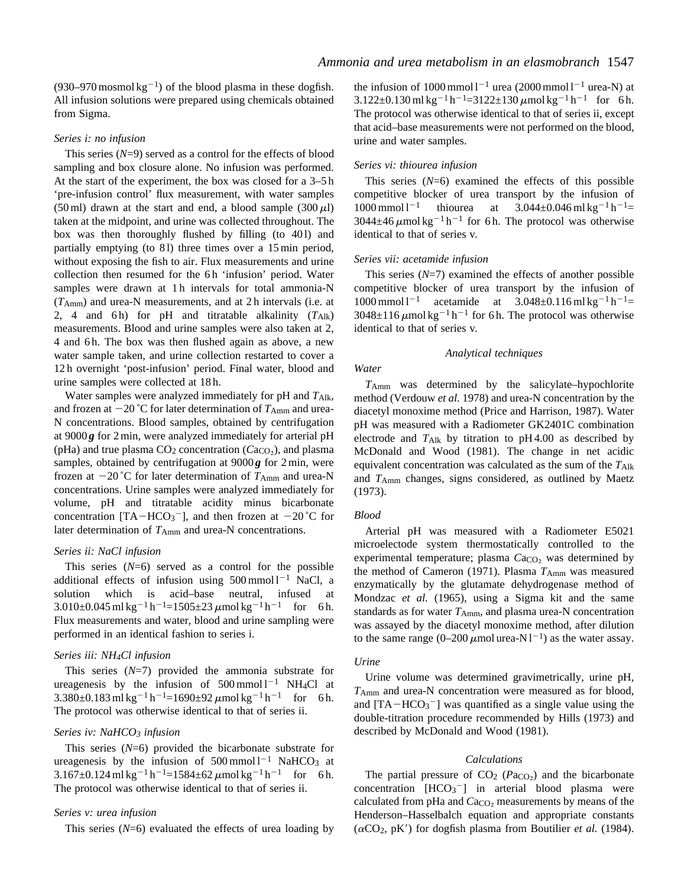(930–970 mosmol $kg^{-1}$) of the blood plasma in these dogfish. All infusion solutions were prepared using chemicals obtained from Sigma.

### *Series i: no infusion*

This series ($N$=9) served as a control for the effects of blood sampling and box closure alone. No infusion was performed. At the start of the experiment, the box was closed for a 3–5 h 'pre-infusion control' flux measurement, with water samples (50 ml) drawn at the start and end, a blood sample (300 $\mu$l) taken at the midpoint, and urine was collected throughout. The box was then thoroughly flushed by filling (to 40 l) and partially emptying (to 8 l) three times over a 15 min period, without exposing the fish to air. Flux measurements and urine collection then resumed for the 6 h 'infusion' period. Water samples were drawn at 1 h intervals for total ammonia-N ($T_{Amm}$) and urea-N measurements, and at 2 h intervals (i.e. at 2, 4 and 6 h) for pH and titratable alkalinity ($T_{Alk}$) measurements. Blood and urine samples were also taken at 2, 4 and 6 h. The box was then flushed again as above, a new water sample taken, and urine collection restarted to cover a 12 h overnight 'post-infusion' period. Final water, blood and urine samples were collected at 18 h.

Water samples were analyzed immediately for pH and $T_{Alk}$, and frozen at −20 ˚C for later determination of $T_{Amm}$ and urea-N concentrations. Blood samples, obtained by centrifugation at 9000 $\boldsymbol{g}$ for 2 min, were analyzed immediately for arterial pH (pHa) and true plasma $CO_2$ concentration ($Ca_{CO_2}$), and plasma samples, obtained by centrifugation at 9000 $\boldsymbol{g}$ for 2 min, were frozen at −20 ˚C for later determination of $T_{Amm}$ and urea-N concentrations. Urine samples were analyzed immediately for volume, pH and titratable acidity minus bicarbonate concentration [TA$-HCO_3^-$], and then frozen at −20 ˚C for later determination of $T_{Amm}$ and urea-N concentrations.

### *Series ii: NaCl infusion*

This series ($N$=6) served as a control for the possible additional effects of infusion using 500 mmol $l^{-1}$ NaCl, a solution which is acid–base neutral, infused at 3.010±0.045 ml $kg^{-1}$ $h^{-1}$=1505±23 $\mu$mol $kg^{-1}$ $h^{-1}$ for 6 h. Flux measurements and water, blood and urine sampling were performed in an identical fashion to series i.

### *Series iii: $NH_4Cl$ infusion*

This series ($N$=7) provided the ammonia substrate for ureagenesis by the infusion of 500 mmol $l^{-1}$ $NH_4Cl$ at 3.380±0.183 ml $kg^{-1}$ $h^{-1}$=1690±92 $\mu$mol $kg^{-1}$ $h^{-1}$ for 6 h. The protocol was otherwise identical to that of series ii.

### *Series iv: $NaHCO_3$ infusion*

This series ($N$=6) provided the bicarbonate substrate for ureagenesis by the infusion of 500 mmol $l^{-1}$ $NaHCO_3$ at 3.167±0.124 ml $kg^{-1}$ $h^{-1}$=1584±62 $\mu$mol $kg^{-1}$ $h^{-1}$ for 6 h. The protocol was otherwise identical to that of series ii.

### *Series v: urea infusion*

This series ($N$=6) evaluated the effects of urea loading by the infusion of 1000 mmol $l^{-1}$ urea (2000 mmol $l^{-1}$ urea-N) at 3.122±0.130 ml $kg^{-1}$ $h^{-1}$=3122±130 $\mu$mol $kg^{-1}$ $h^{-1}$ for 6 h. The protocol was otherwise identical to that of series ii, except that acid–base measurements were not performed on the blood, urine and water samples.

### *Series vi: thiourea infusion*

This series ($N$=6) examined the effects of this possible competitive blocker of urea transport by the infusion of 1000 mmol $l^{-1}$ thiourea at 3.044±0.046 ml $kg^{-1}$ $h^{-1}$= 3044±46 $\mu$mol $kg^{-1}$ $h^{-1}$ for 6 h. The protocol was otherwise identical to that of series v.

### *Series vii: acetamide infusion*

This series ($N$=7) examined the effects of another possible competitive blocker of urea transport by the infusion of 1000 mmol $l^{-1}$ acetamide at 3.048±0.116 ml $kg^{-1}$ $h^{-1}$= 3048±116 $\mu$mol $kg^{-1}$ $h^{-1}$ for 6 h. The protocol was otherwise identical to that of series v.

## *Analytical techniques*

### *Water*

$T_{Amm}$ was determined by the salicylate–hypochlorite method (Verdouw *et al.* 1978) and urea-N concentration by the diacetyl monoxime method (Price and Harrison, 1987). Water pH was measured with a Radiometer GK2401C combination electrode and $T_{Alk}$ by titration to pH 4.00 as described by McDonald and Wood (1981). The change in net acidic equivalent concentration was calculated as the sum of the $T_{Alk}$ and $T_{Amm}$ changes, signs considered, as outlined by Maetz (1973).

### *Blood*

Arterial pH was measured with a Radiometer E5021 microelectode system thermostatically controlled to the experimental temperature; plasma $Ca_{CO_2}$ was determined by the method of Cameron (1971). Plasma $T_{Amm}$ was measured enzymatically by the glutamate dehydrogenase method of Mondzac *et al.* (1965), using a Sigma kit and the same standards as for water $T_{Amm}$, and plasma urea-N concentration was assayed by the diacetyl monoxime method, after dilution to the same range (0–200 $\mu$mol urea-N $l^{-1}$) as the water assay.

### *Urine*

Urine volume was determined gravimetrically, urine pH, $T_{Amm}$ and urea-N concentration were measured as for blood, and [TA$-HCO_3^-$] was quantified as a single value using the double-titration procedure recommended by Hills (1973) and described by McDonald and Wood (1981).

## *Calculations*

The partial pressure of $CO_2$ ($Pa_{CO_2}$) and the bicarbonate concentration [$HCO_3^-$] in arterial blood plasma were calculated from pHa and $Ca_{CO_2}$ measurements by means of the Henderson–Hasselbalch equation and appropriate constants ($\alpha CO_2$, pK′) for dogfish plasma from Boutilier *et al.* (1984).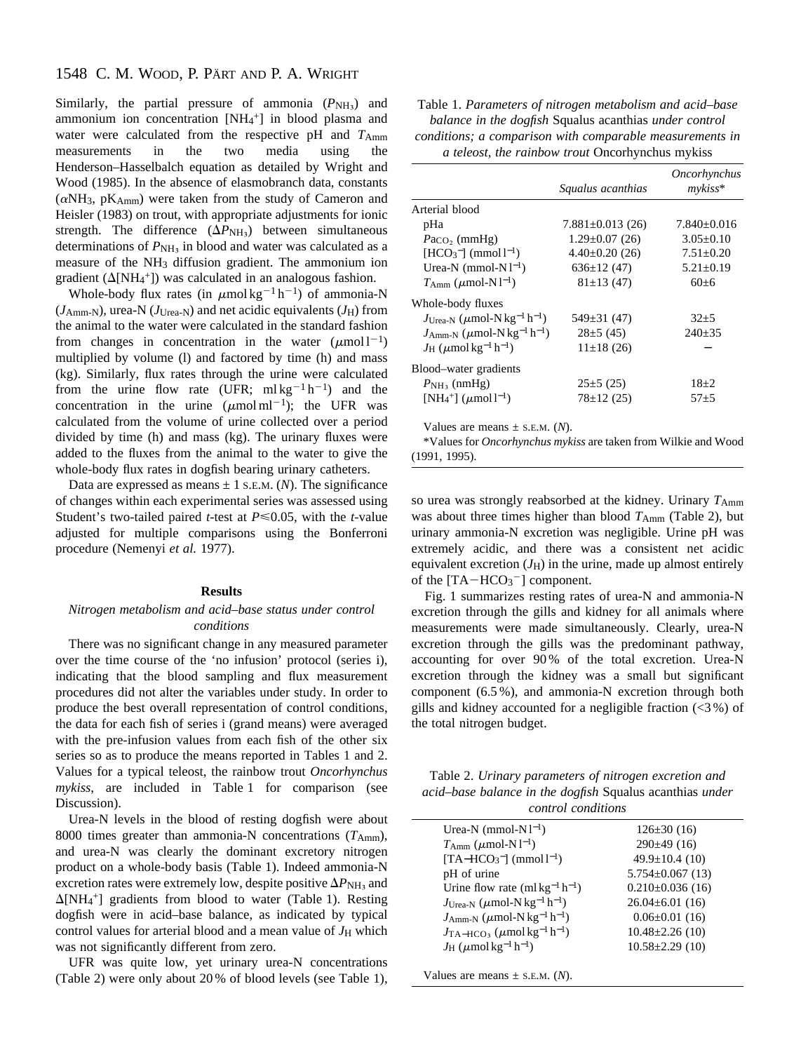Similarly, the partial pressure of ammonia ($P_{NH_3}$) and ammonium ion concentration [$NH_4^+$] in blood plasma and water were calculated from the respective pH and $T_{Amm}$ measurements in the two media using the Henderson–Hasselbalch equation as detailed by Wright and Wood (1985). In the absence of elasmobranch data, constants ($\alpha NH_3$, $pK_{Amm}$) were taken from the study of Cameron and Heisler (1983) on trout, with appropriate adjustments for ionic strength. The difference ($\Delta P_{NH_3}$) between simultaneous determinations of $P_{NH_3}$ in blood and water was calculated as a measure of the $NH_3$ diffusion gradient. The ammonium ion gradient ($\Delta[NH_4^+]$) was calculated in an analogous fashion.

Whole-body flux rates (in $\mu mol\,kg^{-1}\,h^{-1}$) of ammonia-N ($J_{Amm\text{-}N}$), urea-N ($J_{Urea\text{-}N}$) and net acidic equivalents ($J_H$) from the animal to the water were calculated in the standard fashion from changes in concentration in the water ($\mu mol\,l^{-1}$) multiplied by volume (l) and factored by time (h) and mass (kg). Similarly, flux rates through the urine were calculated from the urine flow rate (UFR; $ml\,kg^{-1}\,h^{-1}$) and the concentration in the urine ($\mu mol\,ml^{-1}$); the UFR was calculated from the volume of urine collected over a period divided by time (h) and mass (kg). The urinary fluxes were added to the fluxes from the animal to the water to give the whole-body flux rates in dogfish bearing urinary catheters.

Data are expressed as means ± 1 S.E.M. (*N*). The significance of changes within each experimental series was assessed using Student's two-tailed paired *t*-test at $P \leq 0.05$, with the *t*-value adjusted for multiple comparisons using the Bonferroni procedure (Nemenyi *et al.* 1977).

## Results

### *Nitrogen metabolism and acid–base status under control conditions*

There was no significant change in any measured parameter over the time course of the 'no infusion' protocol (series i), indicating that the blood sampling and flux measurement procedures did not alter the variables under study. In order to produce the best overall representation of control conditions, the data for each fish of series i (grand means) were averaged with the pre-infusion values from each fish of the other six series so as to produce the means reported in Tables 1 and 2. Values for a typical teleost, the rainbow trout *Oncorhynchus mykiss*, are included in Table 1 for comparison (see Discussion).

Urea-N levels in the blood of resting dogfish were about 8000 times greater than ammonia-N concentrations ($T_{Amm}$), and urea-N was clearly the dominant excretory nitrogen product on a whole-body basis (Table 1). Indeed ammonia-N excretion rates were extremely low, despite positive $\Delta P_{NH_3}$ and $\Delta[NH_4^+]$ gradients from blood to water (Table 1). Resting dogfish were in acid–base balance, as indicated by typical control values for arterial blood and a mean value of $J_H$ which was not significantly different from zero.

UFR was quite low, yet urinary urea-N concentrations (Table 2) were only about 20 % of blood levels (see Table 1), so urea was strongly reabsorbed at the kidney. Urinary $T_{Amm}$ was about three times higher than blood $T_{Amm}$ (Table 2), but urinary ammonia-N excretion was negligible. Urine pH was extremely acidic, and there was a consistent net acidic equivalent excretion ($J_H$) in the urine, made up almost entirely of the [TA−$HCO_3^-$] component.

Fig. 1 summarizes resting rates of urea-N and ammonia-N excretion through the gills and kidney for all animals where measurements were made simultaneously. Clearly, urea-N excretion through the gills was the predominant pathway, accounting for over 90 % of the total excretion. Urea-N excretion through the kidney was a small but significant component (6.5 %), and ammonia-N excretion through both gills and kidney accounted for a negligible fraction (<3 %) of the total nitrogen budget.

Table 1. *Parameters of nitrogen metabolism and acid–base balance in the dogfish* Squalus acanthias *under control conditions; a comparison with comparable measurements in a teleost, the rainbow trout* Oncorhynchus mykiss

| | *Squalus acanthias* | *Oncorhynchus mykiss*\* |
|---|---|---|
| Arterial blood | | |
| pHa | 7.881±0.013 (26) | 7.840±0.016 |
| $Pa_{CO_2}$ (mmHg) | 1.29±0.07 (26) | 3.05±0.10 |
| [$HCO_3^-$] ($mmol\,l^{-1}$) | 4.40±0.20 (26) | 7.51±0.20 |
| Urea-N ($mmol\text{-}N\,l^{-1}$) | 636±12 (47) | 5.21±0.19 |
| $T_{Amm}$ ($\mu mol\text{-}N\,l^{-1}$) | 81±13 (47) | 60±6 |
| Whole-body fluxes | | |
| $J_{Urea\text{-}N}$ ($\mu mol\text{-}N\,kg^{-1}\,h^{-1}$) | 549±31 (47) | 32±5 |
| $J_{Amm\text{-}N}$ ($\mu mol\text{-}N\,kg^{-1}\,h^{-1}$) | 28±5 (45) | 240±35 |
| $J_H$ ($\mu mol\,kg^{-1}\,h^{-1}$) | 11±18 (26) | − |
| Blood–water gradients | | |
| $P_{NH_3}$ (nmHg) | 25±5 (25) | 18±2 |
| [$NH_4^+$] ($\mu mol\,l^{-1}$) | 78±12 (25) | 57±5 |

Values are means ± S.E.M. (*N*).

\*Values for *Oncorhynchus mykiss* are taken from Wilkie and Wood (1991, 1995).

Table 2. *Urinary parameters of nitrogen excretion and acid–base balance in the dogfish* Squalus acanthias *under control conditions*

| | |
|---|---|
| Urea-N ($mmol\text{-}N\,l^{-1}$) | 126±30 (16) |
| $T_{Amm}$ ($\mu mol\text{-}N\,l^{-1}$) | 290±49 (16) |
| [TA−$HCO_3^-$] ($mmol\,l^{-1}$) | 49.9±10.4 (10) |
| pH of urine | 5.754±0.067 (13) |
| Urine flow rate ($ml\,kg^{-1}\,h^{-1}$) | 0.210±0.036 (16) |
| $J_{Urea\text{-}N}$ ($\mu mol\text{-}N\,kg^{-1}\,h^{-1}$) | 26.04±6.01 (16) |
| $J_{Amm\text{-}N}$ ($\mu mol\text{-}N\,kg^{-1}\,h^{-1}$) | 0.06±0.01 (16) |
| $J_{TA-HCO_3}$ ($\mu mol\,kg^{-1}\,h^{-1}$) | 10.48±2.26 (10) |
| $J_H$ ($\mu mol\,kg^{-1}\,h^{-1}$) | 10.58±2.29 (10) |

Values are means ± S.E.M. (*N*).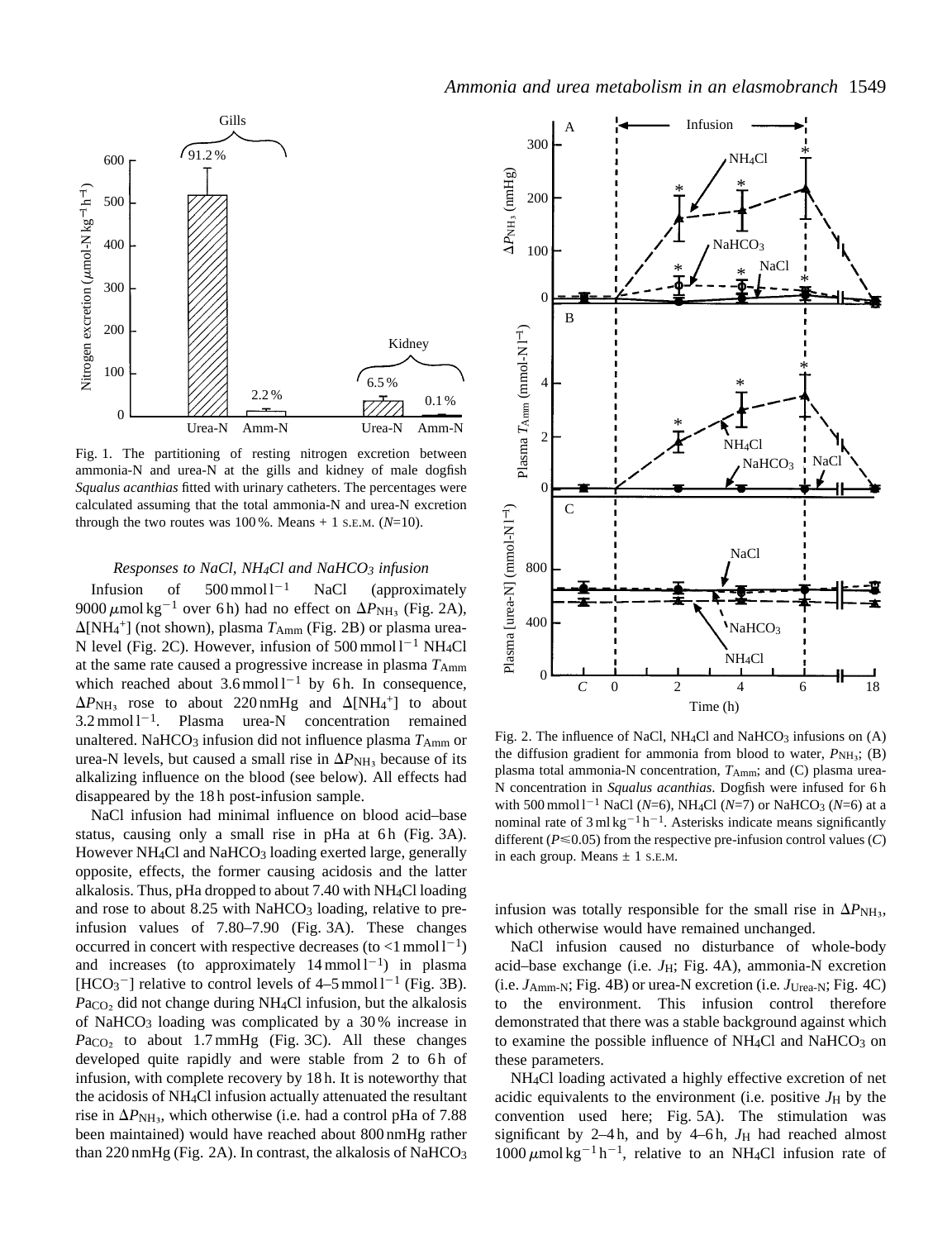Fig. 1. The partitioning of resting nitrogen excretion between ammonia-N and urea-N at the gills and kidney of male dogfish *Squalus acanthias* fitted with urinary catheters. The percentages were calculated assuming that the total ammonia-N and urea-N excretion through the two routes was 100 %. Means + 1 S.E.M. ($N$=10).

### *Responses to NaCl, NH4Cl and NaHCO3 infusion*

Infusion of 500 mmol $l^{-1}$ NaCl (approximately 9000 $\mu$mol $kg^{-1}$ over 6 h) had no effect on $\Delta P_{NH_3}$ (Fig. 2A), $\Delta[NH_4^+]$ (not shown), plasma $T_{Amm}$ (Fig. 2B) or plasma urea-N level (Fig. 2C). However, infusion of 500 mmol $l^{-1}$ $NH_4Cl$ at the same rate caused a progressive increase in plasma $T_{Amm}$ which reached about 3.6 mmol $l^{-1}$ by 6 h. In consequence, $\Delta P_{NH_3}$ rose to about 220 nmHg and $\Delta[NH_4^+]$ to about 3.2 mmol $l^{-1}$. Plasma urea-N concentration remained unaltered. $NaHCO_3$ infusion did not influence plasma $T_{Amm}$ or urea-N levels, but caused a small rise in $\Delta P_{NH_3}$ because of its alkalizing influence on the blood (see below). All effects had disappeared by the 18 h post-infusion sample.

NaCl infusion had minimal influence on blood acid–base status, causing only a small rise in pHa at 6 h (Fig. 3A). However $NH_4Cl$ and $NaHCO_3$ loading exerted large, generally opposite, effects, the former causing acidosis and the latter alkalosis. Thus, pHa dropped to about 7.40 with $NH_4Cl$ loading and rose to about 8.25 with $NaHCO_3$ loading, relative to pre-infusion values of 7.80–7.90 (Fig. 3A). These changes occurred in concert with respective decreases (to <1 mmol $l^{-1}$) and increases (to approximately 14 mmol $l^{-1}$) in plasma $[HCO_3^-]$ relative to control levels of 4–5 mmol $l^{-1}$ (Fig. 3B). $P_{aCO_2}$ did not change during $NH_4Cl$ infusion, but the alkalosis of $NaHCO_3$ loading was complicated by a 30 % increase in $P_{aCO_2}$ to about 1.7 mmHg (Fig. 3C). All these changes developed quite rapidly and were stable from 2 to 6 h of infusion, with complete recovery by 18 h. It is noteworthy that the acidosis of $NH_4Cl$ infusion actually attenuated the resultant rise in $\Delta P_{NH_3}$, which otherwise (i.e. had a control pHa of 7.88 been maintained) would have reached about 800 nmHg rather than 220 nmHg (Fig. 2A). In contrast, the alkalosis of $NaHCO_3$ infusion was totally responsible for the small rise in $\Delta P_{NH_3}$, which otherwise would have remained unchanged.

Fig. 2. The influence of NaCl, $NH_4Cl$ and $NaHCO_3$ infusions on (A) the diffusion gradient for ammonia from blood to water, $P_{NH_3}$; (B) plasma total ammonia-N concentration, $T_{Amm}$; and (C) plasma urea-N concentration in *Squalus acanthias*. Dogfish were infused for 6 h with 500 mmol $l^{-1}$ NaCl ($N$=6), $NH_4Cl$ ($N$=7) or $NaHCO_3$ ($N$=6) at a nominal rate of 3 ml $kg^{-1}$ $h^{-1}$. Asterisks indicate means significantly different ($P \leqslant 0.05$) from the respective pre-infusion control values ($C$) in each group. Means ± 1 S.E.M.

NaCl infusion caused no disturbance of whole-body acid–base exchange (i.e. $J_H$; Fig. 4A), ammonia-N excretion (i.e. $J_{Amm\text{-}N}$; Fig. 4B) or urea-N excretion (i.e. $J_{Urea\text{-}N}$; Fig. 4C) to the environment. This infusion control therefore demonstrated that there was a stable background against which to examine the possible influence of $NH_4Cl$ and $NaHCO_3$ on these parameters.

$NH_4Cl$ loading activated a highly effective excretion of net acidic equivalents to the environment (i.e. positive $J_H$ by the convention used here; Fig. 5A). The stimulation was significant by 2–4 h, and by 4–6 h, $J_H$ had reached almost 1000 $\mu$mol $kg^{-1}$ $h^{-1}$, relative to an $NH_4Cl$ infusion rate of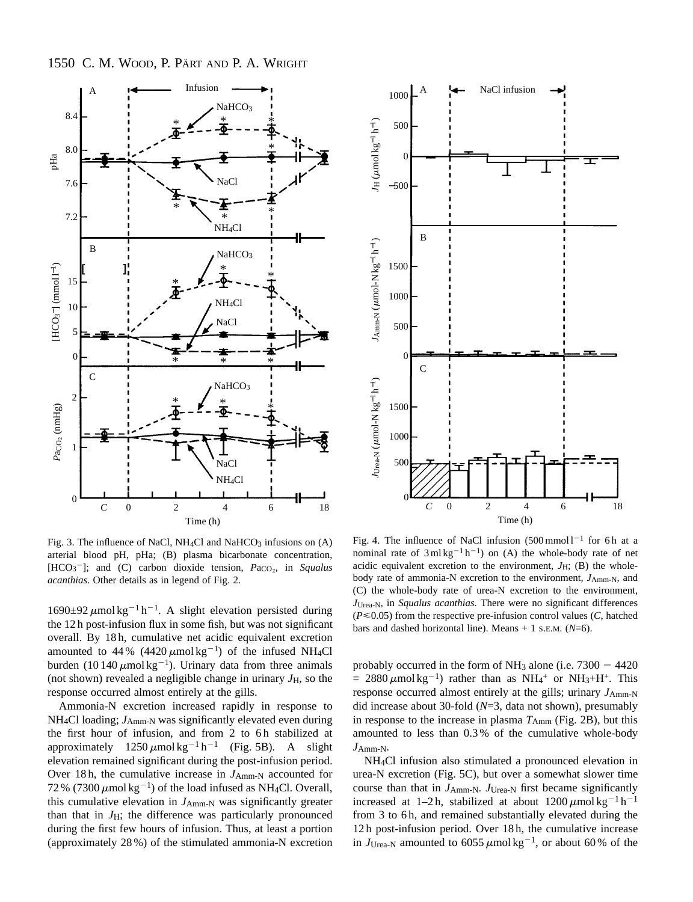Fig. 3. The influence of NaCl, $NH_4Cl$ and $NaHCO_3$ infusions on (A) arterial blood pH, pHa; (B) plasma bicarbonate concentration, $[HCO_3^-]$; and (C) carbon dioxide tension, $P_{aCO_2}$, in *Squalus acanthias*. Other details as in legend of Fig. 2.

Fig. 4. The influence of NaCl infusion ($500\,mmol\,l^{-1}$ for 6 h at a nominal rate of $3\,ml\,kg^{-1}\,h^{-1}$) on (A) the whole-body rate of net acidic equivalent excretion to the environment, $J_H$; (B) the whole-body rate of ammonia-N excretion to the environment, $J_{Amm\text{-}N}$, and (C) the whole-body rate of urea-N excretion to the environment, $J_{Urea\text{-}N}$, in *Squalus acanthias*. There were no significant differences ($P \leqslant 0.05$) from the respective pre-infusion control values (*C*, hatched bars and dashed horizontal line). Means + 1 S.E.M. ($N$=6).

$1690 \pm 92\,\mu mol\,kg^{-1}\,h^{-1}$. A slight elevation persisted during the 12 h post-infusion flux in some fish, but was not significant overall. By 18 h, cumulative net acidic equivalent excretion amounted to 44 % ($4420\,\mu mol\,kg^{-1}$) of the infused $NH_4Cl$ burden ($10\,140\,\mu mol\,kg^{-1}$). Urinary data from three animals (not shown) revealed a negligible change in urinary $J_H$, so the response occurred almost entirely at the gills.

Ammonia-N excretion increased rapidly in response to $NH_4Cl$ loading; $J_{Amm\text{-}N}$ was significantly elevated even during the first hour of infusion, and from 2 to 6 h stabilized at approximately $1250\,\mu mol\,kg^{-1}\,h^{-1}$ (Fig. 5B). A slight elevation remained significant during the post-infusion period. Over 18 h, the cumulative increase in $J_{Amm\text{-}N}$ accounted for 72 % ($7300\,\mu mol\,kg^{-1}$) of the load infused as $NH_4Cl$. Overall, this cumulative elevation in $J_{Amm\text{-}N}$ was significantly greater than that in $J_H$; the difference was particularly pronounced during the first few hours of infusion. Thus, at least a portion (approximately 28 %) of the stimulated ammonia-N excretion probably occurred in the form of $NH_3$ alone (i.e. 7300 − 4420 = $2880\,\mu mol\,kg^{-1}$) rather than as $NH_4^+$ or $NH_3$+$H^+$. This response occurred almost entirely at the gills; urinary $J_{Amm\text{-}N}$ did increase about 30-fold ($N$=3, data not shown), presumably in response to the increase in plasma $T_{Amm}$ (Fig. 2B), but this amounted to less than 0.3 % of the cumulative whole-body $J_{Amm\text{-}N}$.

$NH_4Cl$ infusion also stimulated a pronounced elevation in urea-N excretion (Fig. 5C), but over a somewhat slower time course than that in $J_{Amm\text{-}N}$. $J_{Urea\text{-}N}$ first became significantly increased at 1–2 h, stabilized at about $1200\,\mu mol\,kg^{-1}\,h^{-1}$ from 3 to 6 h, and remained substantially elevated during the 12 h post-infusion period. Over 18 h, the cumulative increase in $J_{Urea\text{-}N}$ amounted to $6055\,\mu mol\,kg^{-1}$, or about 60 % of the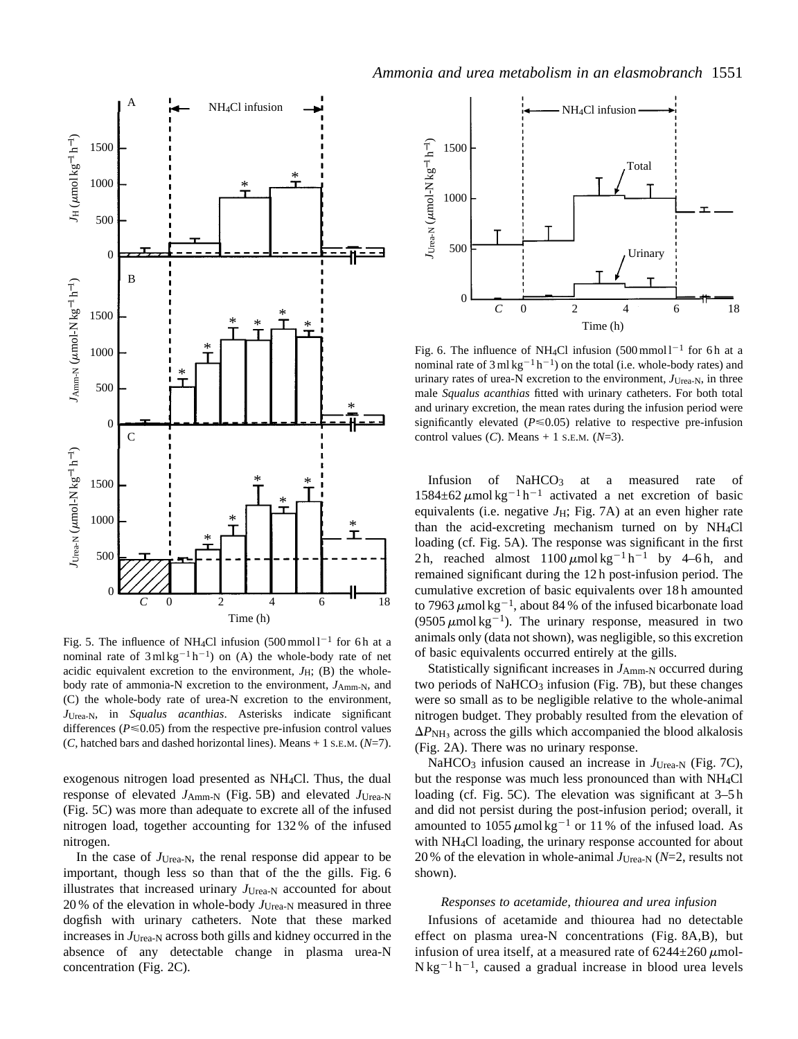Fig. 5. The influence of $NH_4Cl$ infusion (500 mmol $l^{-1}$ for 6 h at a nominal rate of 3 ml $kg^{-1}$ $h^{-1}$) on (A) the whole-body rate of net acidic equivalent excretion to the environment, $J_H$; (B) the whole-body rate of ammonia-N excretion to the environment, $J_{Amm\text{-}N}$, and (C) the whole-body rate of urea-N excretion to the environment, $J_{Urea\text{-}N}$, in *Squalus acanthias*. Asterisks indicate significant differences ($P \leqslant 0.05$) from the respective pre-infusion control values (*C*, hatched bars and dashed horizontal lines). Means + 1 S.E.M. ($N$=7).

exogenous nitrogen load presented as $NH_4Cl$. Thus, the dual response of elevated $J_{Amm\text{-}N}$ (Fig. 5B) and elevated $J_{Urea\text{-}N}$ (Fig. 5C) was more than adequate to excrete all of the infused nitrogen load, together accounting for 132 % of the infused nitrogen.

In the case of $J_{Urea\text{-}N}$, the renal response did appear to be important, though less so than that of the the gills. Fig. 6 illustrates that increased urinary $J_{Urea\text{-}N}$ accounted for about 20 % of the elevation in whole-body $J_{Urea\text{-}N}$ measured in three dogfish with urinary catheters. Note that these marked increases in $J_{Urea\text{-}N}$ across both gills and kidney occurred in the absence of any detectable change in plasma urea-N concentration (Fig. 2C).

Fig. 6. The influence of $NH_4Cl$ infusion (500 mmol $l^{-1}$ for 6 h at a nominal rate of 3 ml $kg^{-1}$ $h^{-1}$) on the total (i.e. whole-body rates) and urinary rates of urea-N excretion to the environment, $J_{Urea\text{-}N}$, in three male *Squalus acanthias* fitted with urinary catheters. For both total and urinary excretion, the mean rates during the infusion period were significantly elevated ($P \leqslant 0.05$) relative to respective pre-infusion control values (*C*). Means + 1 S.E.M. ($N$=3).

Infusion of $NaHCO_3$ at a measured rate of 1584±62 μmol $kg^{-1}$ $h^{-1}$ activated a net excretion of basic equivalents (i.e. negative $J_H$; Fig. 7A) at an even higher rate than the acid-excreting mechanism turned on by $NH_4Cl$ loading (cf. Fig. 5A). The response was significant in the first 2 h, reached almost 1100 μmol $kg^{-1}$ $h^{-1}$ by 4–6 h, and remained significant during the 12 h post-infusion period. The cumulative excretion of basic equivalents over 18 h amounted to 7963 μmol $kg^{-1}$, about 84 % of the infused bicarbonate load (9505 μmol $kg^{-1}$). The urinary response, measured in two animals only (data not shown), was negligible, so this excretion of basic equivalents occurred entirely at the gills.

Statistically significant increases in $J_{Amm\text{-}N}$ occurred during two periods of $NaHCO_3$ infusion (Fig. 7B), but these changes were so small as to be negligible relative to the whole-animal nitrogen budget. They probably resulted from the elevation of $\Delta P_{NH_3}$ across the gills which accompanied the blood alkalosis (Fig. 2A). There was no urinary response.

$NaHCO_3$ infusion caused an increase in $J_{Urea\text{-}N}$ (Fig. 7C), but the response was much less pronounced than with $NH_4Cl$ loading (cf. Fig. 5C). The elevation was significant at 3–5 h and did not persist during the post-infusion period; overall, it amounted to 1055 μmol $kg^{-1}$ or 11 % of the infused load. As with $NH_4Cl$ loading, the urinary response accounted for about 20 % of the elevation in whole-animal $J_{Urea\text{-}N}$ ($N$=2, results not shown).

### *Responses to acetamide, thiourea and urea infusion*

Infusions of acetamide and thiourea had no detectable effect on plasma urea-N concentrations (Fig. 8A,B), but infusion of urea itself, at a measured rate of 6244±260 μmol-N $kg^{-1}$ $h^{-1}$, caused a gradual increase in blood urea levels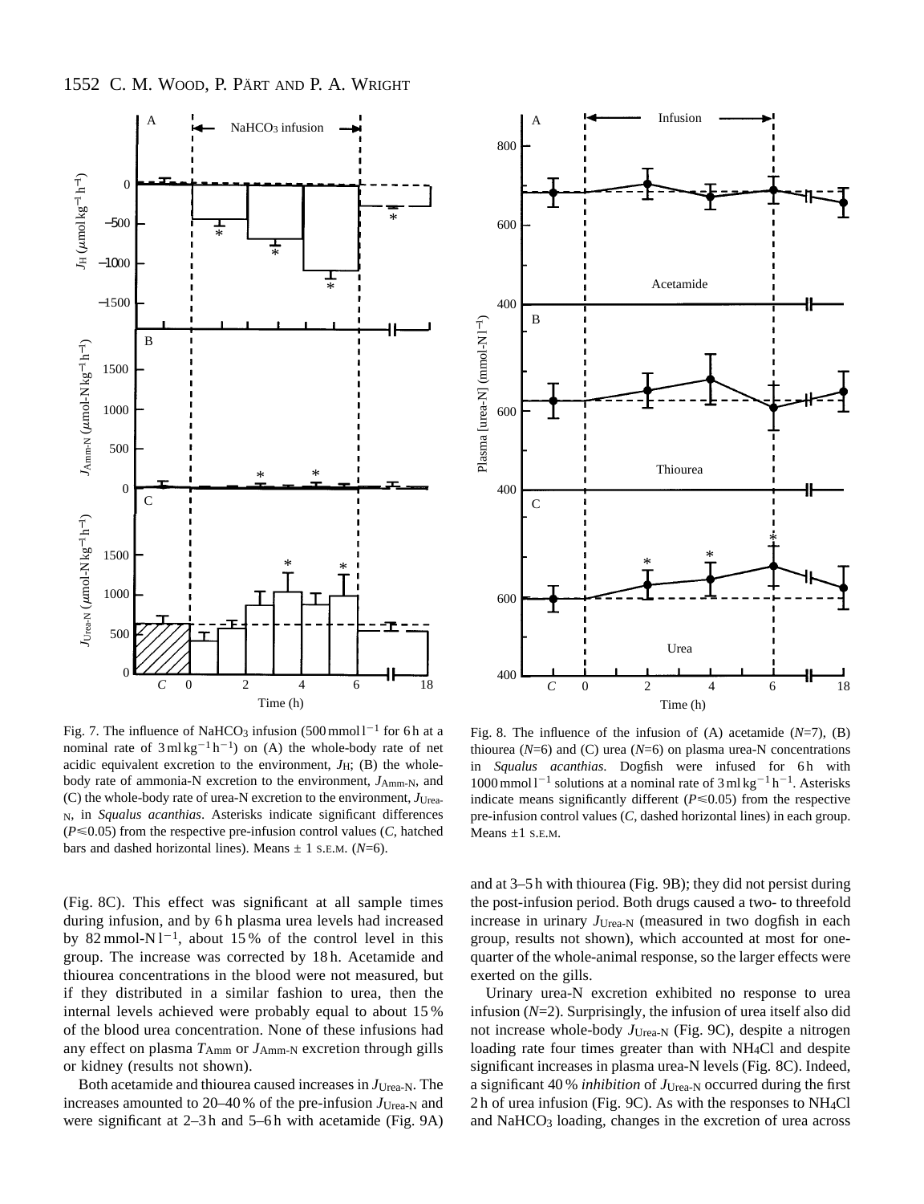Fig. 7. The influence of $NaHCO_3$ infusion (500 mmol $l^{-1}$ for 6 h at a nominal rate of 3 ml $kg^{-1}$ $h^{-1}$) on (A) the whole-body rate of net acidic equivalent excretion to the environment, $J_H$; (B) the whole-body rate of ammonia-N excretion to the environment, $J_{Amm\text{-}N}$, and (C) the whole-body rate of urea-N excretion to the environment, $J_{Urea\text{-}N}$, in *Squalus acanthias*. Asterisks indicate significant differences ($P \leqslant 0.05$) from the respective pre-infusion control values (*C*, hatched bars and dashed horizontal lines). Means ± 1 S.E.M. ($N$=6).

Fig. 8. The influence of the infusion of (A) acetamide ($N$=7), (B) thiourea ($N$=6) and (C) urea ($N$=6) on plasma urea-N concentrations in *Squalus acanthias*. Dogfish were infused for 6 h with 1000 mmol $l^{-1}$ solutions at a nominal rate of 3 ml $kg^{-1}$ $h^{-1}$. Asterisks indicate means significantly different ($P \leqslant 0.05$) from the respective pre-infusion control values (*C*, dashed horizontal lines) in each group. Means ±1 S.E.M.

(Fig. 8C). This effect was significant at all sample times during infusion, and by 6 h plasma urea levels had increased by 82 mmol-N $l^{-1}$, about 15 % of the control level in this group. The increase was corrected by 18 h. Acetamide and thiourea concentrations in the blood were not measured, but if they distributed in a similar fashion to urea, then the internal levels achieved were probably equal to about 15 % of the blood urea concentration. None of these infusions had any effect on plasma $T_{Amm}$ or $J_{Amm\text{-}N}$ excretion through gills or kidney (results not shown).

Both acetamide and thiourea caused increases in $J_{Urea\text{-}N}$. The increases amounted to 20–40 % of the pre-infusion $J_{Urea\text{-}N}$ and were significant at 2–3 h and 5–6 h with acetamide (Fig. 9A) and at 3–5 h with thiourea (Fig. 9B); they did not persist during the post-infusion period. Both drugs caused a two- to threefold increase in urinary $J_{Urea\text{-}N}$ (measured in two dogfish in each group, results not shown), which accounted at most for one-quarter of the whole-animal response, so the larger effects were exerted on the gills.

Urinary urea-N excretion exhibited no response to urea infusion ($N$=2). Surprisingly, the infusion of urea itself also did not increase whole-body $J_{Urea\text{-}N}$ (Fig. 9C), despite a nitrogen loading rate four times greater than with $NH_4Cl$ and despite significant increases in plasma urea-N levels (Fig. 8C). Indeed, a significant 40 % *inhibition* of $J_{Urea\text{-}N}$ occurred during the first 2 h of urea infusion (Fig. 9C). As with the responses to $NH_4Cl$ and $NaHCO_3$ loading, changes in the excretion of urea across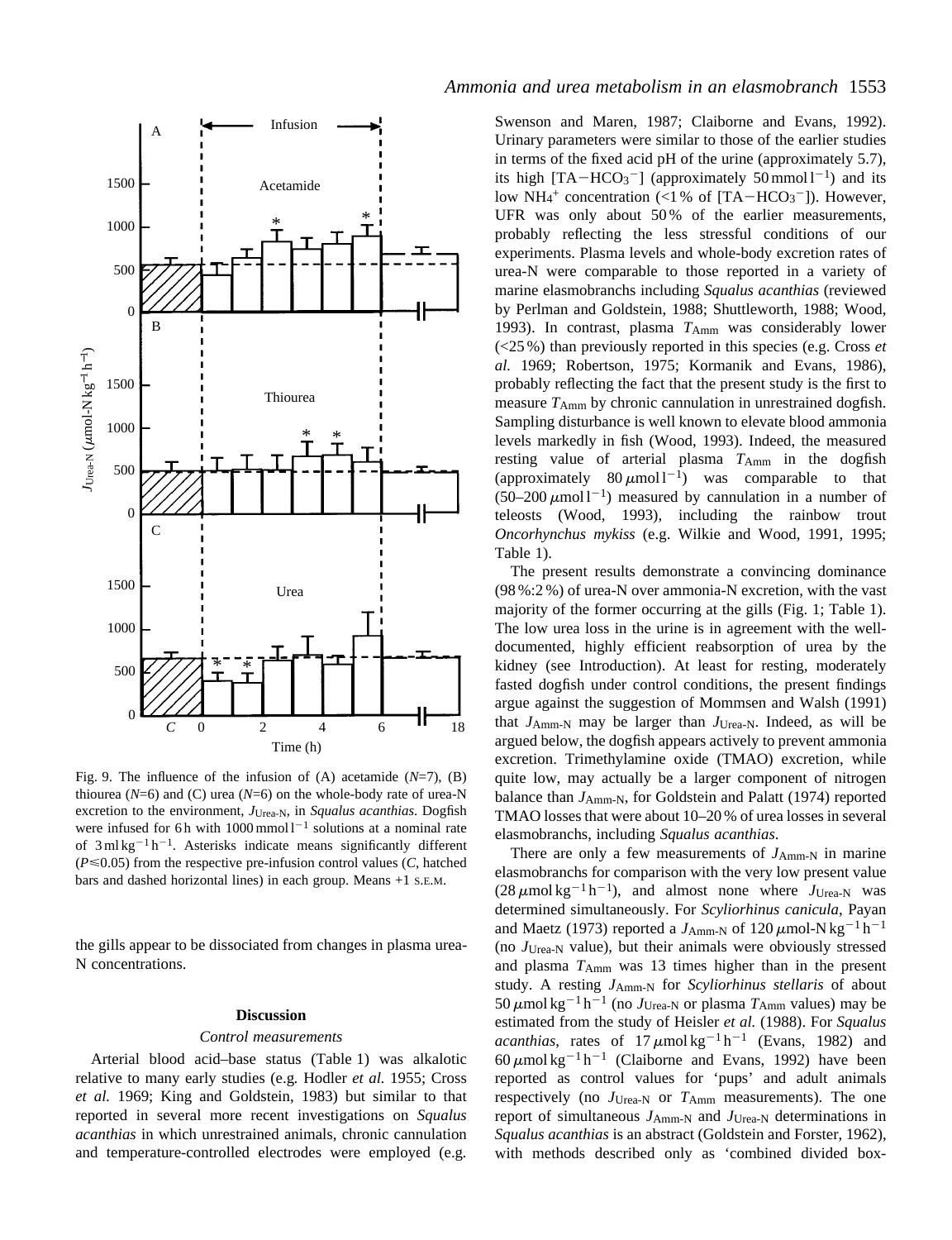Fig. 9. The influence of the infusion of (A) acetamide ($N$=7), (B) thiourea ($N$=6) and (C) urea ($N$=6) on the whole-body rate of urea-N excretion to the environment, $J_{\text{Urea-N}}$, in *Squalus acanthias*. Dogfish were infused for 6 h with 1000 mmol l$^{-1}$ solutions at a nominal rate of 3 ml kg$^{-1}$ h$^{-1}$. Asterisks indicate means significantly different ($P \leqslant 0.05$) from the respective pre-infusion control values ($C$, hatched bars and dashed horizontal lines) in each group. Means +1 S.E.M.

the gills appear to be dissociated from changes in plasma urea-N concentrations.

## Discussion

### *Control measurements*

Arterial blood acid–base status (Table 1) was alkalotic relative to many early studies (e.g. Hodler *et al.* 1955; Cross *et al.* 1969; King and Goldstein, 1983) but similar to that reported in several more recent investigations on *Squalus acanthias* in which unrestrained animals, chronic cannulation and temperature-controlled electrodes were employed (e.g. Swenson and Maren, 1987; Claiborne and Evans, 1992). Urinary parameters were similar to those of the earlier studies in terms of the fixed acid pH of the urine (approximately 5.7), its high [TA$-HCO_3^-$] (approximately 50 mmol l$^{-1}$) and its low $NH_4^+$ concentration (<1 % of [TA$-HCO_3^-$]). However, UFR was only about 50 % of the earlier measurements, probably reflecting the less stressful conditions of our experiments. Plasma levels and whole-body excretion rates of urea-N were comparable to those reported in a variety of marine elasmobranchs including *Squalus acanthias* (reviewed by Perlman and Goldstein, 1988; Shuttleworth, 1988; Wood, 1993). In contrast, plasma $T_{\text{Amm}}$ was considerably lower (<25 %) than previously reported in this species (e.g. Cross *et al.* 1969; Robertson, 1975; Kormanik and Evans, 1986), probably reflecting the fact that the present study is the first to measure $T_{\text{Amm}}$ by chronic cannulation in unrestrained dogfish. Sampling disturbance is well known to elevate blood ammonia levels markedly in fish (Wood, 1993). Indeed, the measured resting value of arterial plasma $T_{\text{Amm}}$ in the dogfish (approximately 80 $\mu$mol l$^{-1}$) was comparable to that (50–200 $\mu$mol l$^{-1}$) measured by cannulation in a number of teleosts (Wood, 1993), including the rainbow trout *Oncorhynchus mykiss* (e.g. Wilkie and Wood, 1991, 1995; Table 1).

The present results demonstrate a convincing dominance (98 %:2 %) of urea-N over ammonia-N excretion, with the vast majority of the former occurring at the gills (Fig. 1; Table 1). The low urea loss in the urine is in agreement with the well-documented, highly efficient reabsorption of urea by the kidney (see Introduction). At least for resting, moderately fasted dogfish under control conditions, the present findings argue against the suggestion of Mommsen and Walsh (1991) that $J_{\text{Amm-N}}$ may be larger than $J_{\text{Urea-N}}$. Indeed, as will be argued below, the dogfish appears actively to prevent ammonia excretion. Trimethylamine oxide (TMAO) excretion, while quite low, may actually be a larger component of nitrogen balance than $J_{\text{Amm-N}}$, for Goldstein and Palatt (1974) reported TMAO losses that were about 10–20 % of urea losses in several elasmobranchs, including *Squalus acanthias*.

There are only a few measurements of $J_{\text{Amm-N}}$ in marine elasmobranchs for comparison with the very low present value (28 $\mu$mol kg$^{-1}$ h$^{-1}$), and almost none where $J_{\text{Urea-N}}$ was determined simultaneously. For *Scyliorhinus canicula*, Payan and Maetz (1973) reported a $J_{\text{Amm-N}}$ of 120 $\mu$mol-N kg$^{-1}$ h$^{-1}$ (no $J_{\text{Urea-N}}$ value), but their animals were obviously stressed and plasma $T_{\text{Amm}}$ was 13 times higher than in the present study. A resting $J_{\text{Amm-N}}$ for *Scyliorhinus stellaris* of about 50 $\mu$mol kg$^{-1}$ h$^{-1}$ (no $J_{\text{Urea-N}}$ or plasma $T_{\text{Amm}}$ values) may be estimated from the study of Heisler *et al.* (1988). For *Squalus acanthias*, rates of 17 $\mu$mol kg$^{-1}$ h$^{-1}$ (Evans, 1982) and 60 $\mu$mol kg$^{-1}$ h$^{-1}$ (Claiborne and Evans, 1992) have been reported as control values for 'pups' and adult animals respectively (no $J_{\text{Urea-N}}$ or $T_{\text{Amm}}$ measurements). The one report of simultaneous $J_{\text{Amm-N}}$ and $J_{\text{Urea-N}}$ determinations in *Squalus acanthias* is an abstract (Goldstein and Forster, 1962), with methods described only as 'combined divided box-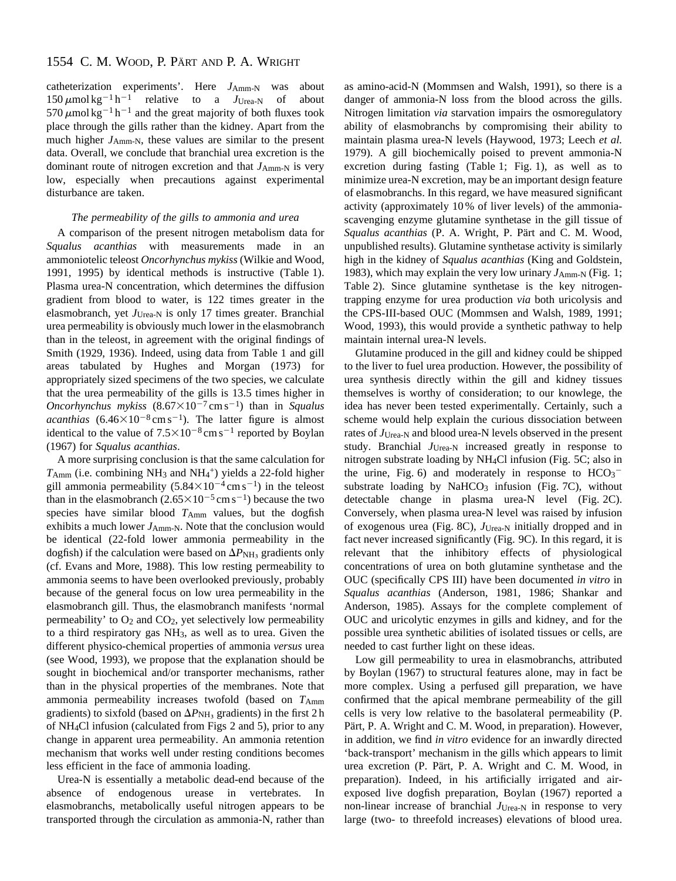catheterization experiments'. Here $J_{Amm-N}$ was about $150\,\mu mol\,kg^{-1}\,h^{-1}$ relative to a $J_{Urea-N}$ of about $570\,\mu mol\,kg^{-1}\,h^{-1}$ and the great majority of both fluxes took place through the gills rather than the kidney. Apart from the much higher $J_{Amm-N}$, these values are similar to the present data. Overall, we conclude that branchial urea excretion is the dominant route of nitrogen excretion and that $J_{Amm-N}$ is very low, especially when precautions against experimental disturbance are taken.

### *The permeability of the gills to ammonia and urea*

A comparison of the present nitrogen metabolism data for *Squalus acanthias* with measurements made in an ammoniotelic teleost *Oncorhynchus mykiss* (Wilkie and Wood, 1991, 1995) by identical methods is instructive (Table 1). Plasma urea-N concentration, which determines the diffusion gradient from blood to water, is 122 times greater in the elasmobranch, yet $J_{Urea-N}$ is only 17 times greater. Branchial urea permeability is obviously much lower in the elasmobranch than in the teleost, in agreement with the original findings of Smith (1929, 1936). Indeed, using data from Table 1 and gill areas tabulated by Hughes and Morgan (1973) for appropriately sized specimens of the two species, we calculate that the urea permeability of the gills is 13.5 times higher in *Oncorhynchus mykiss* ($8.67\times10^{-7}\,cm\,s^{-1}$) than in *Squalus acanthias* ($6.46\times10^{-8}\,cm\,s^{-1}$). The latter figure is almost identical to the value of $7.5\times10^{-8}\,cm\,s^{-1}$ reported by Boylan (1967) for *Squalus acanthias*.

A more surprising conclusion is that the same calculation for $T_{Amm}$ (i.e. combining $NH_3$ and $NH_4^+$) yields a 22-fold higher gill ammonia permeability ($5.84\times10^{-4}\,cm\,s^{-1}$) in the teleost than in the elasmobranch ($2.65\times10^{-5}\,cm\,s^{-1}$) because the two species have similar blood $T_{Amm}$ values, but the dogfish exhibits a much lower $J_{Amm-N}$. Note that the conclusion would be identical (22-fold lower ammonia permeability in the dogfish) if the calculation were based on $\Delta P_{NH_3}$ gradients only (cf. Evans and More, 1988). This low resting permeability to ammonia seems to have been overlooked previously, probably because of the general focus on low urea permeability in the elasmobranch gill. Thus, the elasmobranch manifests 'normal permeability' to $O_2$ and $CO_2$, yet selectively low permeability to a third respiratory gas $NH_3$, as well as to urea. Given the different physico-chemical properties of ammonia *versus* urea (see Wood, 1993), we propose that the explanation should be sought in biochemical and/or transporter mechanisms, rather than in the physical properties of the membranes. Note that ammonia permeability increases twofold (based on $T_{Amm}$ gradients) to sixfold (based on $\Delta P_{NH_3}$ gradients) in the first 2 h of $NH_4Cl$ infusion (calculated from Figs 2 and 5), prior to any change in apparent urea permeability. An ammonia retention mechanism that works well under resting conditions becomes less efficient in the face of ammonia loading.

Urea-N is essentially a metabolic dead-end because of the absence of endogenous urease in vertebrates. In elasmobranchs, metabolically useful nitrogen appears to be transported through the circulation as ammonia-N, rather than as amino-acid-N (Mommsen and Walsh, 1991), so there is a danger of ammonia-N loss from the blood across the gills. Nitrogen limitation *via* starvation impairs the osmoregulatory ability of elasmobranchs by compromising their ability to maintain plasma urea-N levels (Haywood, 1973; Leech *et al.* 1979). A gill biochemically poised to prevent ammonia-N excretion during fasting (Table 1; Fig. 1), as well as to minimize urea-N excretion, may be an important design feature of elasmobranchs. In this regard, we have measured significant activity (approximately 10 % of liver levels) of the ammonia-scavenging enzyme glutamine synthetase in the gill tissue of *Squalus acanthias* (P. A. Wright, P. Pärt and C. M. Wood, unpublished results). Glutamine synthetase activity is similarly high in the kidney of *Squalus acanthias* (King and Goldstein, 1983), which may explain the very low urinary $J_{Amm-N}$ (Fig. 1; Table 2). Since glutamine synthetase is the key nitrogen-trapping enzyme for urea production *via* both uricolysis and the CPS-III-based OUC (Mommsen and Walsh, 1989, 1991; Wood, 1993), this would provide a synthetic pathway to help maintain internal urea-N levels.

Glutamine produced in the gill and kidney could be shipped to the liver to fuel urea production. However, the possibility of urea synthesis directly within the gill and kidney tissues themselves is worthy of consideration; to our knowlege, the idea has never been tested experimentally. Certainly, such a scheme would help explain the curious dissociation between rates of $J_{Urea-N}$ and blood urea-N levels observed in the present study. Branchial $J_{Urea-N}$ increased greatly in response to nitrogen substrate loading by $NH_4Cl$ infusion (Fig. 5C; also in the urine, Fig. 6) and moderately in response to $HCO_3^-$ substrate loading by $NaHCO_3$ infusion (Fig. 7C), without detectable change in plasma urea-N level (Fig. 2C). Conversely, when plasma urea-N level was raised by infusion of exogenous urea (Fig. 8C), $J_{Urea-N}$ initially dropped and in fact never increased significantly (Fig. 9C). In this regard, it is relevant that the inhibitory effects of physiological concentrations of urea on both glutamine synthetase and the OUC (specifically CPS III) have been documented *in vitro* in *Squalus acanthias* (Anderson, 1981, 1986; Shankar and Anderson, 1985). Assays for the complete complement of OUC and uricolytic enzymes in gills and kidney, and for the possible urea synthetic abilities of isolated tissues or cells, are needed to cast further light on these ideas.

Low gill permeability to urea in elasmobranchs, attributed by Boylan (1967) to structural features alone, may in fact be more complex. Using a perfused gill preparation, we have confirmed that the apical membrane permeability of the gill cells is very low relative to the basolateral permeability (P. Pärt, P. A. Wright and C. M. Wood, in preparation). However, in addition, we find *in vitro* evidence for an inwardly directed 'back-transport' mechanism in the gills which appears to limit urea excretion (P. Pärt, P. A. Wright and C. M. Wood, in preparation). Indeed, in his artificially irrigated and air-exposed live dogfish preparation, Boylan (1967) reported a non-linear increase of branchial $J_{Urea-N}$ in response to very large (two- to threefold increases) elevations of blood urea.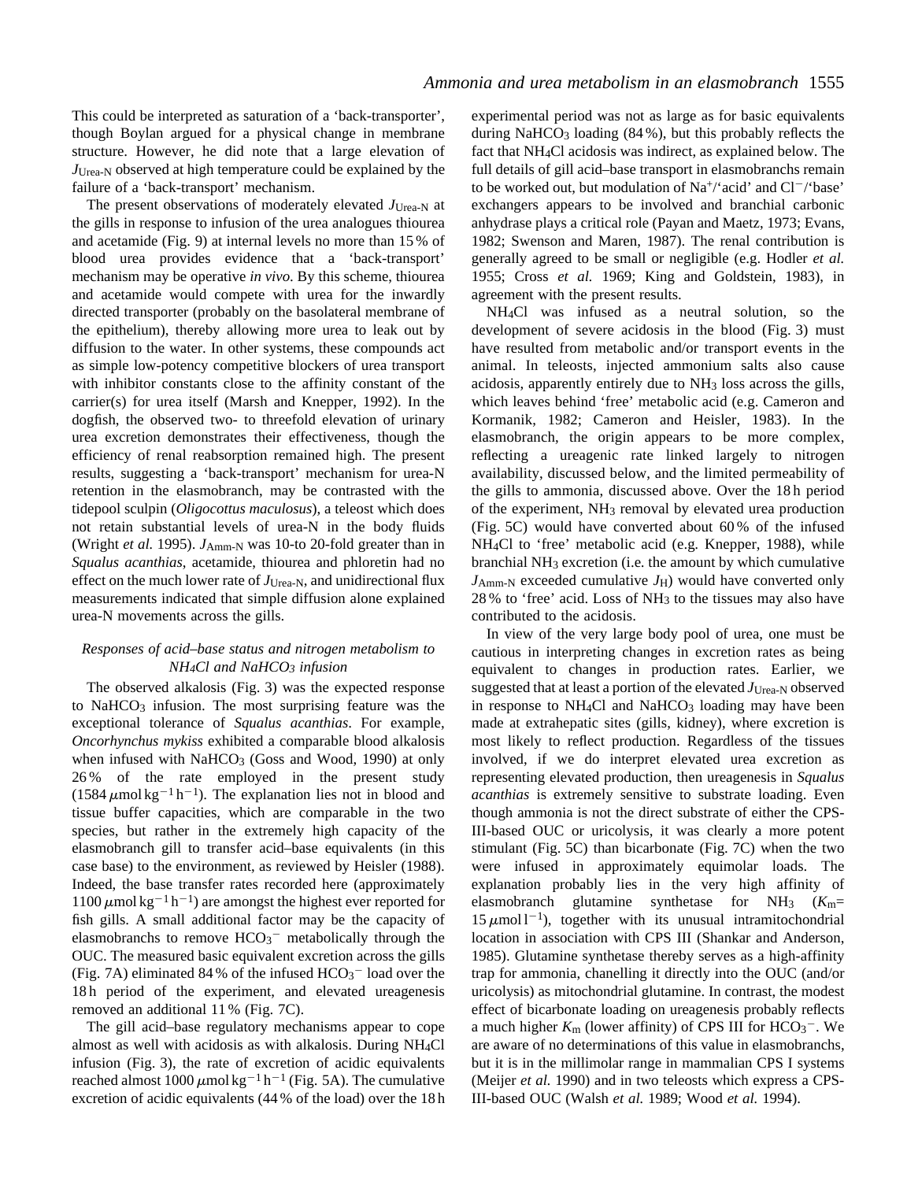This could be interpreted as saturation of a 'back-transporter', though Boylan argued for a physical change in membrane structure. However, he did note that a large elevation of $J_{\text{Urea-N}}$ observed at high temperature could be explained by the failure of a 'back-transport' mechanism.

The present observations of moderately elevated $J_{\text{Urea-N}}$ at the gills in response to infusion of the urea analogues thiourea and acetamide (Fig. 9) at internal levels no more than 15 % of blood urea provides evidence that a 'back-transport' mechanism may be operative *in vivo*. By this scheme, thiourea and acetamide would compete with urea for the inwardly directed transporter (probably on the basolateral membrane of the epithelium), thereby allowing more urea to leak out by diffusion to the water. In other systems, these compounds act as simple low-potency competitive blockers of urea transport with inhibitor constants close to the affinity constant of the carrier(s) for urea itself (Marsh and Knepper, 1992). In the dogfish, the observed two- to threefold elevation of urinary urea excretion demonstrates their effectiveness, though the efficiency of renal reabsorption remained high. The present results, suggesting a 'back-transport' mechanism for urea-N retention in the elasmobranch, may be contrasted with the tidepool sculpin (*Oligocottus maculosus*), a teleost which does not retain substantial levels of urea-N in the body fluids (Wright *et al.* 1995). $J_{\text{Amm-N}}$ was 10-to 20-fold greater than in *Squalus acanthias*, acetamide, thiourea and phloretin had no effect on the much lower rate of $J_{\text{Urea-N}}$, and unidirectional flux measurements indicated that simple diffusion alone explained urea-N movements across the gills.

### *Responses of acid–base status and nitrogen metabolism to $NH_4Cl$ and $NaHCO_3$ infusion*

The observed alkalosis (Fig. 3) was the expected response to $NaHCO_3$ infusion. The most surprising feature was the exceptional tolerance of *Squalus acanthias*. For example, *Oncorhynchus mykiss* exhibited a comparable blood alkalosis when infused with $NaHCO_3$ (Goss and Wood, 1990) at only 26 % of the rate employed in the present study (1584 $\mu$mol kg$^{-1}$ h$^{-1}$). The explanation lies not in blood and tissue buffer capacities, which are comparable in the two species, but rather in the extremely high capacity of the elasmobranch gill to transfer acid–base equivalents (in this case base) to the environment, as reviewed by Heisler (1988). Indeed, the base transfer rates recorded here (approximately 1100 $\mu$mol kg$^{-1}$ h$^{-1}$) are amongst the highest ever reported for fish gills. A small additional factor may be the capacity of elasmobranchs to remove $HCO_3^-$ metabolically through the OUC. The measured basic equivalent excretion across the gills (Fig. 7A) eliminated 84 % of the infused $HCO_3^-$ load over the 18 h period of the experiment, and elevated ureagenesis removed an additional 11 % (Fig. 7C).

The gill acid–base regulatory mechanisms appear to cope almost as well with acidosis as with alkalosis. During $NH_4Cl$ infusion (Fig. 3), the rate of excretion of acidic equivalents reached almost 1000 $\mu$mol kg$^{-1}$ h$^{-1}$ (Fig. 5A). The cumulative excretion of acidic equivalents (44 % of the load) over the 18 h experimental period was not as large as for basic equivalents during $NaHCO_3$ loading (84 %), but this probably reflects the fact that $NH_4Cl$ acidosis was indirect, as explained below. The full details of gill acid–base transport in elasmobranchs remain to be worked out, but modulation of $Na^+$/'acid' and $Cl^-$/'base' exchangers appears to be involved and branchial carbonic anhydrase plays a critical role (Payan and Maetz, 1973; Evans, 1982; Swenson and Maren, 1987). The renal contribution is generally agreed to be small or negligible (e.g. Hodler *et al.* 1955; Cross *et al.* 1969; King and Goldstein, 1983), in agreement with the present results.

$NH_4Cl$ was infused as a neutral solution, so the development of severe acidosis in the blood (Fig. 3) must have resulted from metabolic and/or transport events in the animal. In teleosts, injected ammonium salts also cause acidosis, apparently entirely due to $NH_3$ loss across the gills, which leaves behind 'free' metabolic acid (e.g. Cameron and Kormanik, 1982; Cameron and Heisler, 1983). In the elasmobranch, the origin appears to be more complex, reflecting a ureagenic rate linked largely to nitrogen availability, discussed below, and the limited permeability of the gills to ammonia, discussed above. Over the 18 h period of the experiment, $NH_3$ removal by elevated urea production (Fig. 5C) would have converted about 60 % of the infused $NH_4Cl$ to 'free' metabolic acid (e.g. Knepper, 1988), while branchial $NH_3$ excretion (i.e. the amount by which cumulative $J_{\text{Amm-N}}$ exceeded cumulative $J_{\text{H}}$) would have converted only 28 % to 'free' acid. Loss of $NH_3$ to the tissues may also have contributed to the acidosis.

In view of the very large body pool of urea, one must be cautious in interpreting changes in excretion rates as being equivalent to changes in production rates. Earlier, we suggested that at least a portion of the elevated $J_{\text{Urea-N}}$ observed in response to $NH_4Cl$ and $NaHCO_3$ loading may have been made at extrahepatic sites (gills, kidney), where excretion is most likely to reflect production. Regardless of the tissues involved, if we do interpret elevated urea excretion as representing elevated production, then ureagenesis in *Squalus acanthias* is extremely sensitive to substrate loading. Even though ammonia is not the direct substrate of either the CPS-III-based OUC or uricolysis, it was clearly a more potent stimulant (Fig. 5C) than bicarbonate (Fig. 7C) when the two were infused in approximately equimolar loads. The explanation probably lies in the very high affinity of elasmobranch glutamine synthetase for $NH_3$ ($K_m$= 15 $\mu$mol l$^{-1}$), together with its unusual intramitochondrial location in association with CPS III (Shankar and Anderson, 1985). Glutamine synthetase thereby serves as a high-affinity trap for ammonia, chanelling it directly into the OUC (and/or uricolysis) as mitochondrial glutamine. In contrast, the modest effect of bicarbonate loading on ureagenesis probably reflects a much higher $K_m$ (lower affinity) of CPS III for $HCO_3^-$. We are aware of no determinations of this value in elasmobranchs, but it is in the millimolar range in mammalian CPS I systems (Meijer *et al.* 1990) and in two teleosts which express a CPS-III-based OUC (Walsh *et al.* 1989; Wood *et al.* 1994).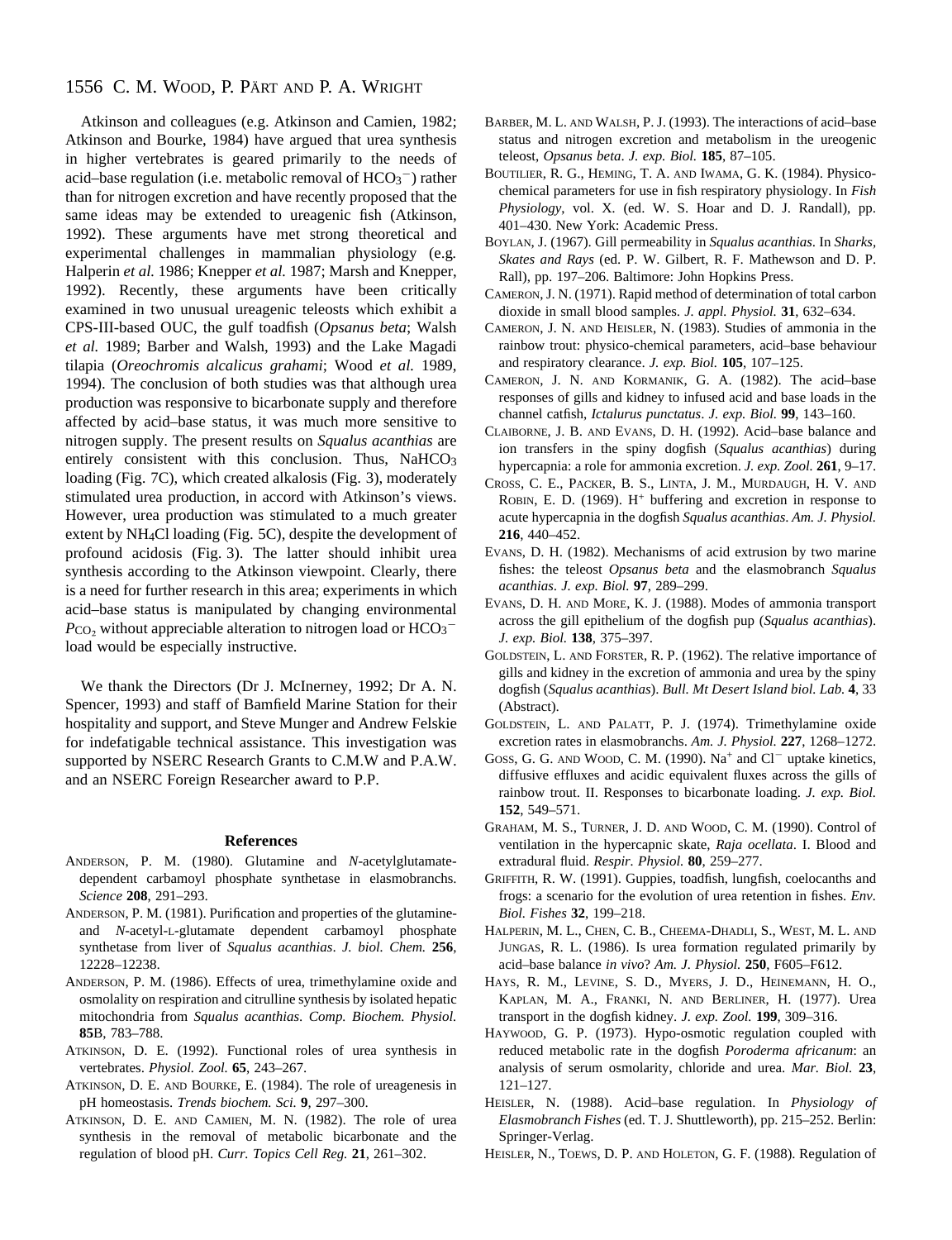Atkinson and colleagues (e.g. Atkinson and Camien, 1982; Atkinson and Bourke, 1984) have argued that urea synthesis in higher vertebrates is geared primarily to the needs of acid–base regulation (i.e. metabolic removal of $HCO_3^-$) rather than for nitrogen excretion and have recently proposed that the same ideas may be extended to ureagenic fish (Atkinson, 1992). These arguments have met strong theoretical and experimental challenges in mammalian physiology (e.g. Halperin *et al.* 1986; Knepper *et al.* 1987; Marsh and Knepper, 1992). Recently, these arguments have been critically examined in two unusual ureagenic teleosts which exhibit a CPS-III-based OUC, the gulf toadfish (*Opsanus beta*; Walsh *et al.* 1989; Barber and Walsh, 1993) and the Lake Magadi tilapia (*Oreochromis alcalicus grahami*; Wood *et al.* 1989, 1994). The conclusion of both studies was that although urea production was responsive to bicarbonate supply and therefore affected by acid–base status, it was much more sensitive to nitrogen supply. The present results on *Squalus acanthias* are entirely consistent with this conclusion. Thus, $NaHCO_3$ loading (Fig. 7C), which created alkalosis (Fig. 3), moderately stimulated urea production, in accord with Atkinson's views. However, urea production was stimulated to a much greater extent by $NH_4Cl$ loading (Fig. 5C), despite the development of profound acidosis (Fig. 3). The latter should inhibit urea synthesis according to the Atkinson viewpoint. Clearly, there is a need for further research in this area; experiments in which acid–base status is manipulated by changing environmental $P_{CO_2}$ without appreciable alteration to nitrogen load or $HCO_3^-$ load would be especially instructive.

We thank the Directors (Dr J. McInerney, 1992; Dr A. N. Spencer, 1993) and staff of Bamfield Marine Station for their hospitality and support, and Steve Munger and Andrew Felskie for indefatigable technical assistance. This investigation was supported by NSERC Research Grants to C.M.W and P.A.W. and an NSERC Foreign Researcher award to P.P.

## References

Anderson, P. M. (1980). Glutamine and *N*-acetylglutamate-dependent carbamoyl phosphate synthetase in elasmobranchs. *Science* **208**, 291–293.

Anderson, P. M. (1981). Purification and properties of the glutamine- and *N*-acetyl-L-glutamate dependent carbamoyl phosphate synthetase from liver of *Squalus acanthias*. *J. biol. Chem.* **256**, 12228–12238.

Anderson, P. M. (1986). Effects of urea, trimethylamine oxide and osmolality on respiration and citrulline synthesis by isolated hepatic mitochondria from *Squalus acanthias*. *Comp. Biochem. Physiol.* **85**B, 783–788.

Atkinson, D. E. (1992). Functional roles of urea synthesis in vertebrates. *Physiol. Zool.* **65**, 243–267.

Atkinson, D. E. and Bourke, E. (1984). The role of ureagenesis in pH homeostasis. *Trends biochem. Sci.* **9**, 297–300.

Atkinson, D. E. and Camien, M. N. (1982). The role of urea synthesis in the removal of metabolic bicarbonate and the regulation of blood pH. *Curr. Topics Cell Reg.* **21**, 261–302.

Barber, M. L. and Walsh, P. J. (1993). The interactions of acid–base status and nitrogen excretion and metabolism in the ureogenic teleost, *Opsanus beta*. *J. exp. Biol.* **185**, 87–105.

Boutilier, R. G., Heming, T. A. and Iwama, G. K. (1984). Physicochemical parameters for use in fish respiratory physiology. In *Fish Physiology*, vol. X. (ed. W. S. Hoar and D. J. Randall), pp. 401–430. New York: Academic Press.

Boylan, J. (1967). Gill permeability in *Squalus acanthias*. In *Sharks, Skates and Rays* (ed. P. W. Gilbert, R. F. Mathewson and D. P. Rall), pp. 197–206. Baltimore: John Hopkins Press.

Cameron, J. N. (1971). Rapid method of determination of total carbon dioxide in small blood samples. *J. appl. Physiol.* **31**, 632–634.

Cameron, J. N. and Heisler, N. (1983). Studies of ammonia in the rainbow trout: physico-chemical parameters, acid–base behaviour and respiratory clearance. *J. exp. Biol.* **105**, 107–125.

Cameron, J. N. and Kormanik, G. A. (1982). The acid–base responses of gills and kidney to infused acid and base loads in the channel catfish, *Ictalurus punctatus*. *J. exp. Biol.* **99**, 143–160.

Claiborne, J. B. and Evans, D. H. (1992). Acid–base balance and ion transfers in the spiny dogfish (*Squalus acanthias*) during hypercapnia: a role for ammonia excretion. *J. exp. Zool.* **261**, 9–17.

Cross, C. E., Packer, B. S., Linta, J. M., Murdaugh, H. V. and Robin, E. D. (1969). $H^+$ buffering and excretion in response to acute hypercapnia in the dogfish *Squalus acanthias*. *Am. J. Physiol.* **216**, 440–452.

Evans, D. H. (1982). Mechanisms of acid extrusion by two marine fishes: the teleost *Opsanus beta* and the elasmobranch *Squalus acanthias*. *J. exp. Biol.* **97**, 289–299.

Evans, D. H. and More, K. J. (1988). Modes of ammonia transport across the gill epithelium of the dogfish pup (*Squalus acanthias*). *J. exp. Biol.* **138**, 375–397.

Goldstein, L. and Forster, R. P. (1962). The relative importance of gills and kidney in the excretion of ammonia and urea by the spiny dogfish (*Squalus acanthias*). *Bull. Mt Desert Island biol. Lab.* **4**, 33 (Abstract).

Goldstein, L. and Palatt, P. J. (1974). Trimethylamine oxide excretion rates in elasmobranchs. *Am. J. Physiol.* **227**, 1268–1272.

Goss, G. G. and Wood, C. M. (1990). $Na^+$ and $Cl^-$ uptake kinetics, diffusive effluxes and acidic equivalent fluxes across the gills of rainbow trout. II. Responses to bicarbonate loading. *J. exp. Biol.* **152**, 549–571.

Graham, M. S., Turner, J. D. and Wood, C. M. (1990). Control of ventilation in the hypercapnic skate, *Raja ocellata*. I. Blood and extradural fluid. *Respir. Physiol.* **80**, 259–277.

Griffith, R. W. (1991). Guppies, toadfish, lungfish, coelocanths and frogs: a scenario for the evolution of urea retention in fishes. *Env. Biol. Fishes* **32**, 199–218.

Halperin, M. L., Chen, C. B., Cheema-Dhadli, S., West, M. L. and Jungas, R. L. (1986). Is urea formation regulated primarily by acid–base balance *in vivo*? *Am. J. Physiol.* **250**, F605–F612.

Hays, R. M., Levine, S. D., Myers, J. D., Heinemann, H. O., Kaplan, M. A., Franki, N. and Berliner, H. (1977). Urea transport in the dogfish kidney. *J. exp. Zool.* **199**, 309–316.

Haywood, G. P. (1973). Hypo-osmotic regulation coupled with reduced metabolic rate in the dogfish *Poroderma africanum*: an analysis of serum osmolarity, chloride and urea. *Mar. Biol.* **23**, 121–127.

Heisler, N. (1988). Acid–base regulation. In *Physiology of Elasmobranch Fishes* (ed. T. J. Shuttleworth), pp. 215–252. Berlin: Springer-Verlag.

Heisler, N., Toews, D. P. and Holeton, G. F. (1988). Regulation of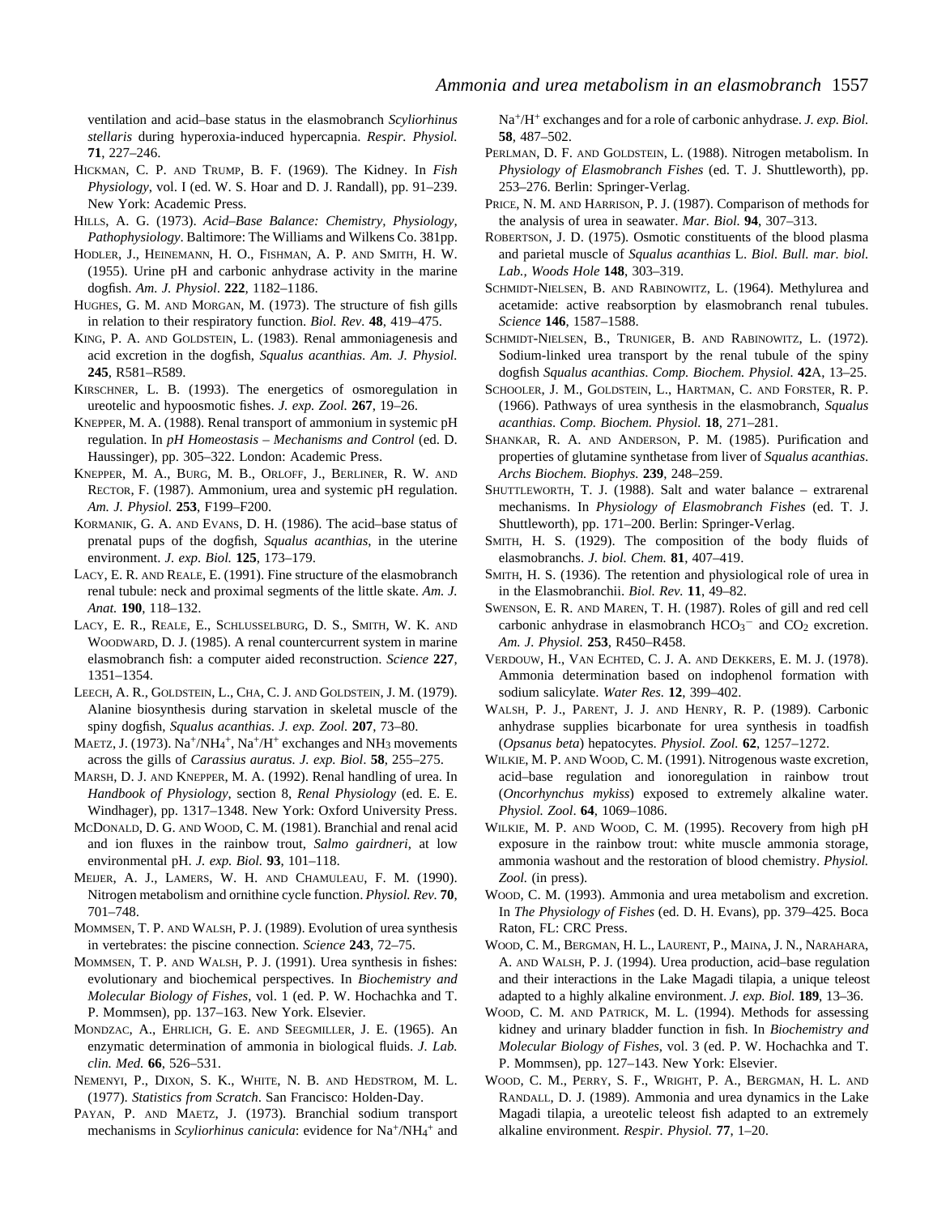ventilation and acid–base status in the elasmobranch *Scyliorhinus stellaris* during hyperoxia-induced hypercapnia. *Respir. Physiol.* **71**, 227–246.

HICKMAN, C. P. AND TRUMP, B. F. (1969). The Kidney. In *Fish Physiology*, vol. I (ed. W. S. Hoar and D. J. Randall), pp. 91–239. New York: Academic Press.

HILLS, A. G. (1973). *Acid–Base Balance: Chemistry, Physiology, Pathophysiology*. Baltimore: The Williams and Wilkens Co. 381pp.

HODLER, J., HEINEMANN, H. O., FISHMAN, A. P. AND SMITH, H. W. (1955). Urine pH and carbonic anhydrase activity in the marine dogfish. *Am. J. Physiol*. **222**, 1182–1186.

HUGHES, G. M. AND MORGAN, M. (1973). The structure of fish gills in relation to their respiratory function. *Biol. Rev*. **48**, 419–475.

KING, P. A. AND GOLDSTEIN, L. (1983). Renal ammoniagenesis and acid excretion in the dogfish, *Squalus acanthias*. *Am. J. Physiol.* **245**, R581–R589.

KIRSCHNER, L. B. (1993). The energetics of osmoregulation in ureotelic and hypoosmotic fishes. *J. exp. Zool.* **267**, 19–26.

KNEPPER, M. A. (1988). Renal transport of ammonium in systemic pH regulation. In *pH Homeostasis – Mechanisms and Control* (ed. D. Haussinger), pp. 305–322. London: Academic Press.

KNEPPER, M. A., BURG, M. B., ORLOFF, J., BERLINER, R. W. AND RECTOR, F. (1987). Ammonium, urea and systemic pH regulation. *Am. J. Physiol.* **253**, F199–F200.

KORMANIK, G. A. AND EVANS, D. H. (1986). The acid–base status of prenatal pups of the dogfish, *Squalus acanthias*, in the uterine environment. *J. exp. Biol.* **125**, 173–179.

LACY, E. R. AND REALE, E. (1991). Fine structure of the elasmobranch renal tubule: neck and proximal segments of the little skate. *Am. J. Anat.* **190**, 118–132.

LACY, E. R., REALE, E., SCHLUSSELBURG, D. S., SMITH, W. K. AND WOODWARD, D. J. (1985). A renal countercurrent system in marine elasmobranch fish: a computer aided reconstruction. *Science* **227**, 1351–1354.

LEECH, A. R., GOLDSTEIN, L., CHA, C. J. AND GOLDSTEIN, J. M. (1979). Alanine biosynthesis during starvation in skeletal muscle of the spiny dogfish, *Squalus acanthias*. *J. exp. Zool.* **207**, 73–80.

MAETZ, J. (1973). $Na^+/NH_4^+$, $Na^+/H^+$ exchanges and $NH_3$ movements across the gills of *Carassius auratus. J. exp. Biol*. **58**, 255–275.

MARSH, D. J. AND KNEPPER, M. A. (1992). Renal handling of urea. In *Handbook of Physiology*, section 8, *Renal Physiology* (ed. E. E. Windhager), pp. 1317–1348. New York: Oxford University Press.

MCDONALD, D. G. AND WOOD, C. M. (1981). Branchial and renal acid and ion fluxes in the rainbow trout, *Salmo gairdneri*, at low environmental pH. *J. exp. Biol.* **93**, 101–118.

MEIJER, A. J., LAMERS, W. H. AND CHAMULEAU, F. M. (1990). Nitrogen metabolism and ornithine cycle function. *Physiol. Rev.* **70**, 701–748.

MOMMSEN, T. P. AND WALSH, P. J. (1989). Evolution of urea synthesis in vertebrates: the piscine connection. *Science* **243**, 72–75.

MOMMSEN, T. P. AND WALSH, P. J. (1991). Urea synthesis in fishes: evolutionary and biochemical perspectives. In *Biochemistry and Molecular Biology of Fishes*, vol. 1 (ed. P. W. Hochachka and T. P. Mommsen), pp. 137–163. New York. Elsevier.

MONDZAC, A., EHRLICH, G. E. AND SEEGMILLER, J. E. (1965). An enzymatic determination of ammonia in biological fluids. *J. Lab. clin. Med.* **66**, 526–531.

NEMENYI, P., DIXON, S. K., WHITE, N. B. AND HEDSTROM, M. L. (1977). *Statistics from Scratch*. San Francisco: Holden-Day.

PAYAN, P. AND MAETZ, J. (1973). Branchial sodium transport mechanisms in *Scyliorhinus canicula*: evidence for $Na^+/NH_4^+$ and $Na^+/H^+$ exchanges and for a role of carbonic anhydrase. *J. exp. Biol.* **58**, 487–502.

PERLMAN, D. F. AND GOLDSTEIN, L. (1988). Nitrogen metabolism. In *Physiology of Elasmobranch Fishes* (ed. T. J. Shuttleworth), pp. 253–276. Berlin: Springer-Verlag.

PRICE, N. M. AND HARRISON, P. J. (1987). Comparison of methods for the analysis of urea in seawater. *Mar. Biol.* **94**, 307–313.

ROBERTSON, J. D. (1975). Osmotic constituents of the blood plasma and parietal muscle of *Squalus acanthias* L. *Biol. Bull. mar. biol. Lab., Woods Hole* **148**, 303–319.

SCHMIDT-NIELSEN, B. AND RABINOWITZ, L. (1964). Methylurea and acetamide: active reabsorption by elasmobranch renal tubules. *Science* **146**, 1587–1588.

SCHMIDT-NIELSEN, B., TRUNIGER, B. AND RABINOWITZ, L. (1972). Sodium-linked urea transport by the renal tubule of the spiny dogfish *Squalus acanthias*. *Comp. Biochem. Physiol.* **42**A, 13–25.

SCHOOLER, J. M., GOLDSTEIN, L., HARTMAN, C. AND FORSTER, R. P. (1966). Pathways of urea synthesis in the elasmobranch, *Squalus acanthias*. *Comp. Biochem. Physiol.* **18**, 271–281.

SHANKAR, R. A. AND ANDERSON, P. M. (1985). Purification and properties of glutamine synthetase from liver of *Squalus acanthias*. *Archs Biochem. Biophys.* **239**, 248–259.

SHUTTLEWORTH, T. J. (1988). Salt and water balance – extrarenal mechanisms. In *Physiology of Elasmobranch Fishes* (ed. T. J. Shuttleworth), pp. 171–200. Berlin: Springer-Verlag.

SMITH, H. S. (1929). The composition of the body fluids of elasmobranchs. *J. biol. Chem.* **81**, 407–419.

SMITH, H. S. (1936). The retention and physiological role of urea in in the Elasmobranchii. *Biol. Rev.* **11**, 49–82.

SWENSON, E. R. AND MAREN, T. H. (1987). Roles of gill and red cell carbonic anhydrase in elasmobranch $HCO_3^-$ and $CO_2$ excretion. *Am. J. Physiol.* **253**, R450–R458.

VERDOUW, H., VAN ECHTED, C. J. A. AND DEKKERS, E. M. J. (1978). Ammonia determination based on indophenol formation with sodium salicylate. *Water Res.* **12**, 399–402.

WALSH, P. J., PARENT, J. J. AND HENRY, R. P. (1989). Carbonic anhydrase supplies bicarbonate for urea synthesis in toadfish (*Opsanus beta*) hepatocytes. *Physiol. Zool.* **62**, 1257–1272.

WILKIE, M. P. AND WOOD, C. M. (1991). Nitrogenous waste excretion, acid–base regulation and ionoregulation in rainbow trout (*Oncorhynchus mykiss*) exposed to extremely alkaline water. *Physiol. Zool*. **64**, 1069–1086.

WILKIE, M. P. AND WOOD, C. M. (1995). Recovery from high pH exposure in the rainbow trout: white muscle ammonia storage, ammonia washout and the restoration of blood chemistry. *Physiol. Zool.* (in press).

WOOD, C. M. (1993). Ammonia and urea metabolism and excretion. In *The Physiology of Fishes* (ed. D. H. Evans), pp. 379–425. Boca Raton, FL: CRC Press.

WOOD, C. M., BERGMAN, H. L., LAURENT, P., MAINA, J. N., NARAHARA, A. AND WALSH, P. J. (1994). Urea production, acid–base regulation and their interactions in the Lake Magadi tilapia, a unique teleost adapted to a highly alkaline environment. *J. exp. Biol.* **189**, 13–36.

WOOD, C. M. AND PATRICK, M. L. (1994). Methods for assessing kidney and urinary bladder function in fish. In *Biochemistry and Molecular Biology of Fishes,* vol. 3 (ed. P. W. Hochachka and T. P. Mommsen), pp. 127–143. New York: Elsevier.

WOOD, C. M., PERRY, S. F., WRIGHT, P. A., BERGMAN, H. L. AND RANDALL, D. J. (1989). Ammonia and urea dynamics in the Lake Magadi tilapia, a ureotelic teleost fish adapted to an extremely alkaline environment. *Respir. Physiol.* **77**, 1–20.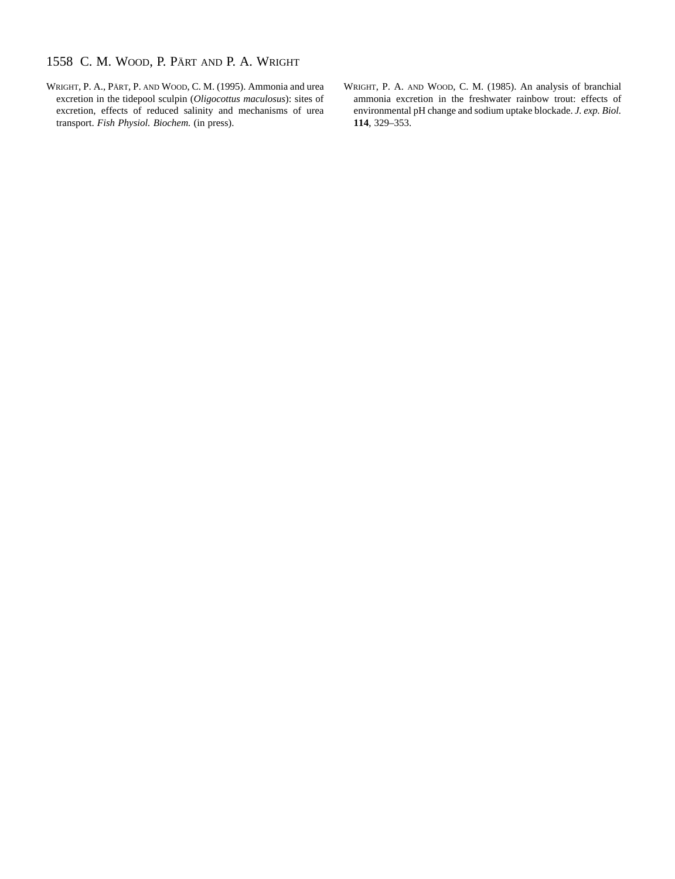Wright, P. A., Pärt, P. and Wood, C. M. (1995). Ammonia and urea excretion in the tidepool sculpin (*Oligocottus maculosus*): sites of excretion, effects of reduced salinity and mechanisms of urea transport. *Fish Physiol. Biochem.* (in press).

Wright, P. A. and Wood, C. M. (1985). An analysis of branchial ammonia excretion in the freshwater rainbow trout: effects of environmental pH change and sodium uptake blockade. *J. exp. Biol.* **114**, 329–353.